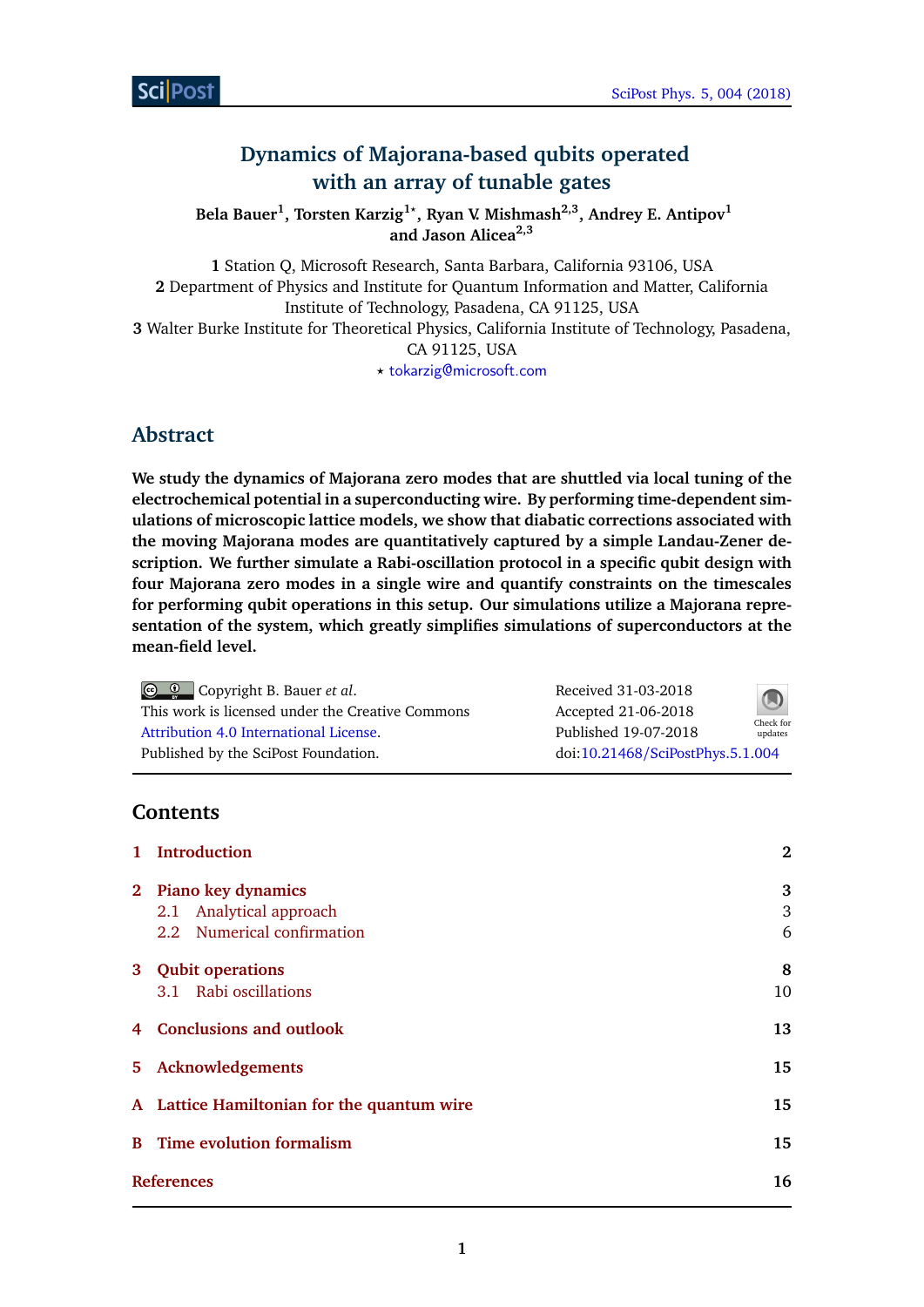# Dynamics of Majorana-based qubits operated with an array of tunable gates

**Bela Bauer[1], Torsten Karzig[1⋆], Ryan V. Mishmash[2,3], Andrey E. Antipov[1] and Jason Alicea[2,3]**

**1** Station Q, Microsoft Research, Santa Barbara, California 93106, USA
**2** Department of Physics and Institute for Quantum Information and Matter, California Institute of Technology, Pasadena, CA 91125, USA
**3** Walter Burke Institute for Theoretical Physics, California Institute of Technology, Pasadena, CA 91125, USA
⋆ tokarzig@microsoft.com

## Abstract

**We study the dynamics of Majorana zero modes that are shuttled via local tuning of the electrochemical potential in a superconducting wire. By performing time-dependent simulations of microscopic lattice models, we show that diabatic corrections associated with the moving Majorana modes are quantitatively captured by a simple Landau-Zener description. We further simulate a Rabi-oscillation protocol in a specific qubit design with four Majorana zero modes in a single wire and quantify constraints on the timescales for performing qubit operations in this setup. Our simulations utilize a Majorana representation of the system, which greatly simplifies simulations of superconductors at the mean-field level.**

Copyright B. Bauer *et al*.
This work is licensed under the Creative Commons Attribution 4.0 International License.
Published by the SciPost Foundation.

Received 31-03-2018
Accepted 21-06-2018
Published 19-07-2018
doi:10.21468/SciPostPhys.5.1.004

## Contents

| | | |
|---|---|---|
| **1** | **Introduction** | **2** |
| **2** | **Piano key dynamics** | **3** |
| 2.1 | Analytical approach | 3 |
| 2.2 | Numerical confirmation | 6 |
| **3** | **Qubit operations** | **8** |
| 3.1 | Rabi oscillations | 10 |
| **4** | **Conclusions and outlook** | **13** |
| **5** | **Acknowledgements** | **15** |
| **A** | **Lattice Hamiltonian for the quantum wire** | **15** |
| **B** | **Time evolution formalism** | **15** |
| | **References** | **16** |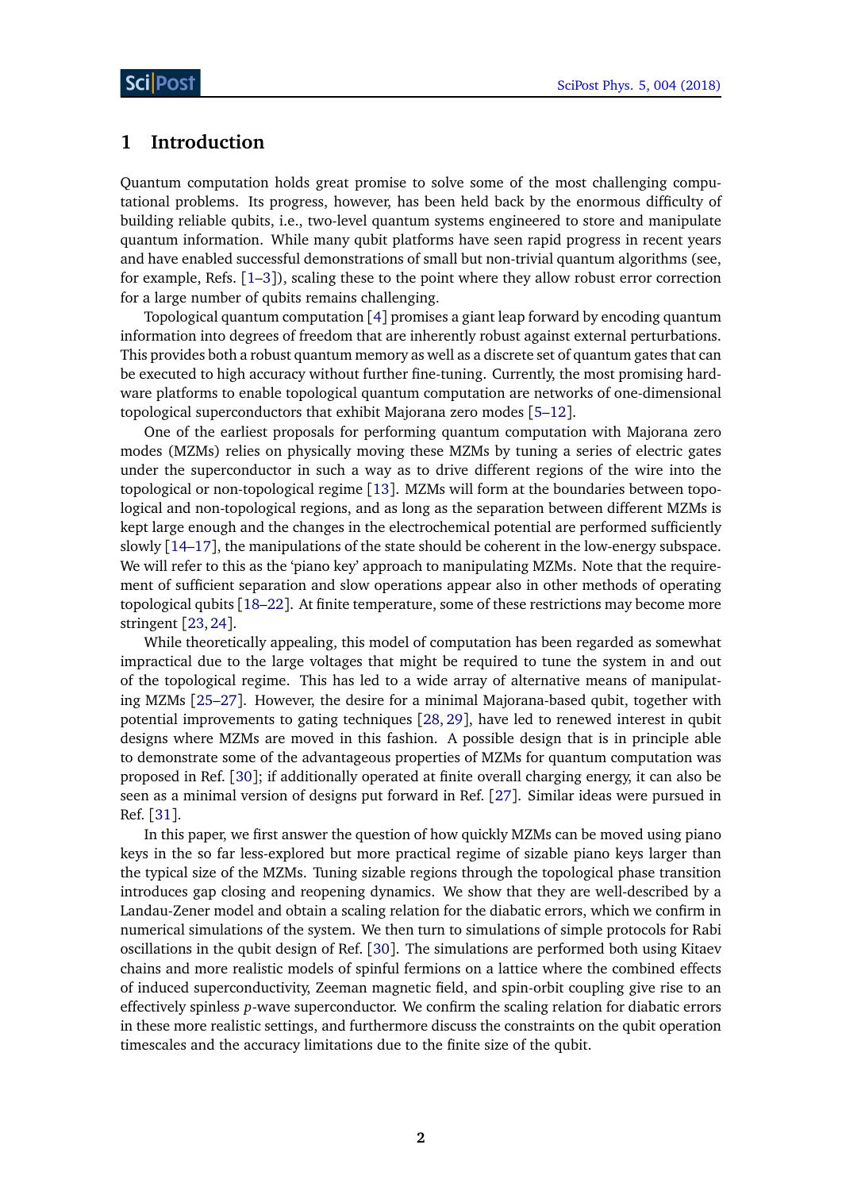## 1 Introduction

Quantum computation holds great promise to solve some of the most challenging computational problems. Its progress, however, has been held back by the enormous difficulty of building reliable qubits, i.e., two-level quantum systems engineered to store and manipulate quantum information. While many qubit platforms have seen rapid progress in recent years and have enabled successful demonstrations of small but non-trivial quantum algorithms (see, for example, Refs. [1–3]), scaling these to the point where they allow robust error correction for a large number of qubits remains challenging.

Topological quantum computation [4] promises a giant leap forward by encoding quantum information into degrees of freedom that are inherently robust against external perturbations. This provides both a robust quantum memory as well as a discrete set of quantum gates that can be executed to high accuracy without further fine-tuning. Currently, the most promising hardware platforms to enable topological quantum computation are networks of one-dimensional topological superconductors that exhibit Majorana zero modes [5–12].

One of the earliest proposals for performing quantum computation with Majorana zero modes (MZMs) relies on physically moving these MZMs by tuning a series of electric gates under the superconductor in such a way as to drive different regions of the wire into the topological or non-topological regime [13]. MZMs will form at the boundaries between topological and non-topological regions, and as long as the separation between different MZMs is kept large enough and the changes in the electrochemical potential are performed sufficiently slowly [14–17], the manipulations of the state should be coherent in the low-energy subspace. We will refer to this as the 'piano key' approach to manipulating MZMs. Note that the requirement of sufficient separation and slow operations appear also in other methods of operating topological qubits [18–22]. At finite temperature, some of these restrictions may become more stringent [23, 24].

While theoretically appealing, this model of computation has been regarded as somewhat impractical due to the large voltages that might be required to tune the system in and out of the topological regime. This has led to a wide array of alternative means of manipulating MZMs [25–27]. However, the desire for a minimal Majorana-based qubit, together with potential improvements to gating techniques [28, 29], have led to renewed interest in qubit designs where MZMs are moved in this fashion. A possible design that is in principle able to demonstrate some of the advantageous properties of MZMs for quantum computation was proposed in Ref. [30]; if additionally operated at finite overall charging energy, it can also be seen as a minimal version of designs put forward in Ref. [27]. Similar ideas were pursued in Ref. [31].

In this paper, we first answer the question of how quickly MZMs can be moved using piano keys in the so far less-explored but more practical regime of sizable piano keys larger than the typical size of the MZMs. Tuning sizable regions through the topological phase transition introduces gap closing and reopening dynamics. We show that they are well-described by a Landau-Zener model and obtain a scaling relation for the diabatic errors, which we confirm in numerical simulations of the system. We then turn to simulations of simple protocols for Rabi oscillations in the qubit design of Ref. [30]. The simulations are performed both using Kitaev chains and more realistic models of spinful fermions on a lattice where the combined effects of induced superconductivity, Zeeman magnetic field, and spin-orbit coupling give rise to an effectively spinless $p$-wave superconductor. We confirm the scaling relation for diabatic errors in these more realistic settings, and furthermore discuss the constraints on the qubit operation timescales and the accuracy limitations due to the finite size of the qubit.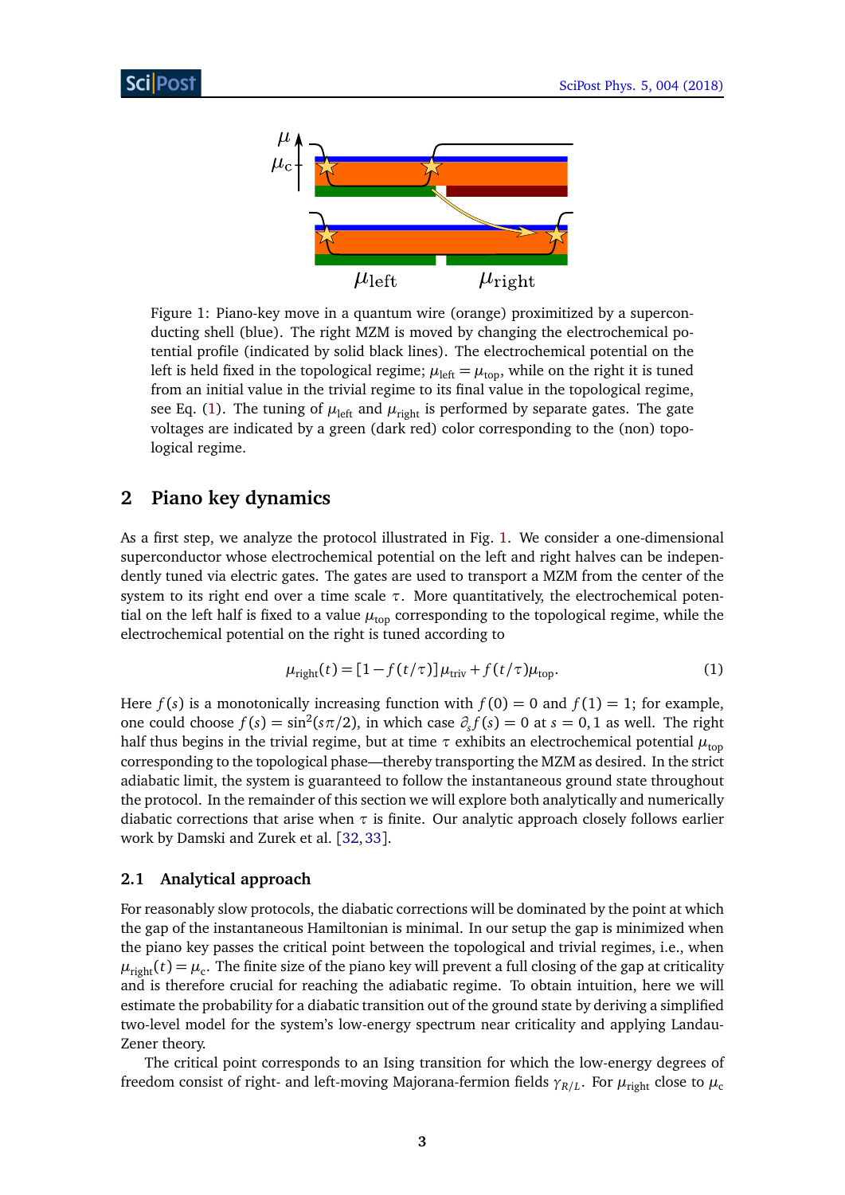Figure 1: Piano-key move in a quantum wire (orange) proximitized by a superconducting shell (blue). The right MZM is moved by changing the electrochemical potential profile (indicated by solid black lines). The electrochemical potential on the left is held fixed in the topological regime; $\mu_{\text{left}} = \mu_{\text{top}}$, while on the right it is tuned from an initial value in the trivial regime to its final value in the topological regime, see Eq. (1). The tuning of $\mu_{\text{left}}$ and $\mu_{\text{right}}$ is performed by separate gates. The gate voltages are indicated by a green (dark red) color corresponding to the (non) topological regime.

## 2 Piano key dynamics

As a first step, we analyze the protocol illustrated in Fig. 1. We consider a one-dimensional superconductor whose electrochemical potential on the left and right halves can be independently tuned via electric gates. The gates are used to transport a MZM from the center of the system to its right end over a time scale $\tau$. More quantitatively, the electrochemical potential on the left half is fixed to a value $\mu_{\text{top}}$ corresponding to the topological regime, while the electrochemical potential on the right is tuned according to

$$\mu_{\text{right}}(t) = [1 - f(t/\tau)]\mu_{\text{triv}} + f(t/\tau)\mu_{\text{top}}. \tag{1}$$

Here $f(s)$ is a monotonically increasing function with $f(0) = 0$ and $f(1) = 1$; for example, one could choose $f(s) = \sin^2(s\pi/2)$, in which case $\partial_s f(s) = 0$ at $s = 0, 1$ as well. The right half thus begins in the trivial regime, but at time $\tau$ exhibits an electrochemical potential $\mu_{\text{top}}$ corresponding to the topological phase—thereby transporting the MZM as desired. In the strict adiabatic limit, the system is guaranteed to follow the instantaneous ground state throughout the protocol. In the remainder of this section we will explore both analytically and numerically diabatic corrections that arise when $\tau$ is finite. Our analytic approach closely follows earlier work by Damski and Zurek et al. [32, 33].

### 2.1 Analytical approach

For reasonably slow protocols, the diabatic corrections will be dominated by the point at which the gap of the instantaneous Hamiltonian is minimal. In our setup the gap is minimized when the piano key passes the critical point between the topological and trivial regimes, i.e., when $\mu_{\text{right}}(t) = \mu_c$. The finite size of the piano key will prevent a full closing of the gap at criticality and is therefore crucial for reaching the adiabatic regime. To obtain intuition, here we will estimate the probability for a diabatic transition out of the ground state by deriving a simplified two-level model for the system's low-energy spectrum near criticality and applying Landau-Zener theory.

The critical point corresponds to an Ising transition for which the low-energy degrees of freedom consist of right- and left-moving Majorana-fermion fields $\gamma_{R/L}$. For $\mu_{\text{right}}$ close to $\mu_c$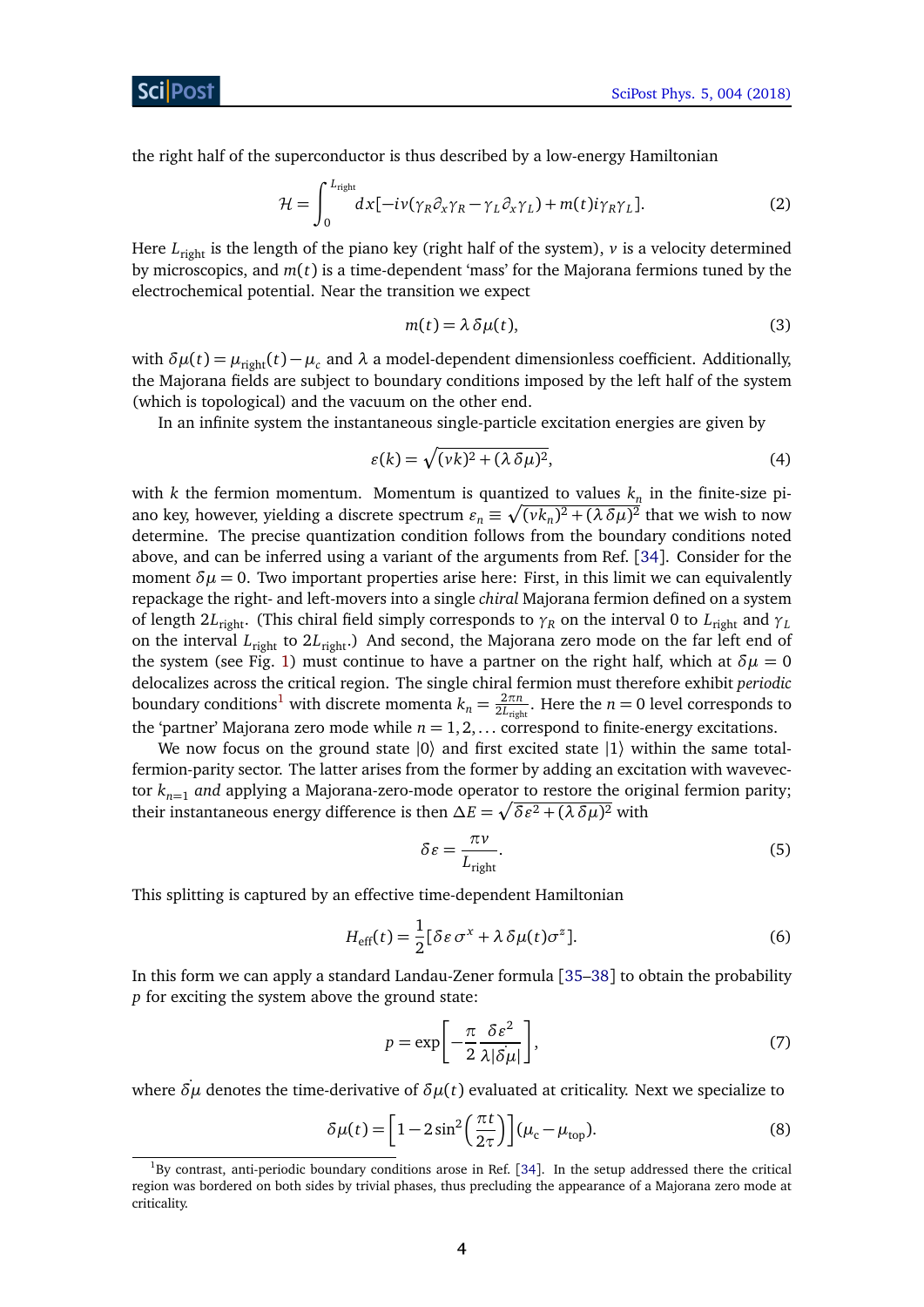the right half of the superconductor is thus described by a low-energy Hamiltonian

$$\mathcal{H} = \int_0^{L_{\text{right}}} dx[-iv(\gamma_R \partial_x \gamma_R - \gamma_L \partial_x \gamma_L) + m(t) i\gamma_R \gamma_L]. \tag{2}$$

Here $L_{\text{right}}$ is the length of the piano key (right half of the system), $v$ is a velocity determined by microscopics, and $m(t)$ is a time-dependent 'mass' for the Majorana fermions tuned by the electrochemical potential. Near the transition we expect

$$m(t) = \lambda\, \delta\mu(t), \tag{3}$$

with $\delta\mu(t) = \mu_{\text{right}}(t) - \mu_c$ and $\lambda$ a model-dependent dimensionless coefficient. Additionally, the Majorana fields are subject to boundary conditions imposed by the left half of the system (which is topological) and the vacuum on the other end.

In an infinite system the instantaneous single-particle excitation energies are given by

$$\varepsilon(k) = \sqrt{(vk)^2 + (\lambda\, \delta\mu)^2}, \tag{4}$$

with $k$ the fermion momentum. Momentum is quantized to values $k_n$ in the finite-size piano key, however, yielding a discrete spectrum $\varepsilon_n \equiv \sqrt{(vk_n)^2 + (\lambda\, \delta\mu)^2}$ that we wish to now determine. The precise quantization condition follows from the boundary conditions noted above, and can be inferred using a variant of the arguments from Ref. [34]. Consider for the moment $\delta\mu = 0$. Two important properties arise here: First, in this limit we can equivalently repackage the right- and left-movers into a single *chiral* Majorana fermion defined on a system of length $2L_{\text{right}}$. (This chiral field simply corresponds to $\gamma_R$ on the interval 0 to $L_{\text{right}}$ and $\gamma_L$ on the interval $L_{\text{right}}$ to $2L_{\text{right}}$.) And second, the Majorana zero mode on the far left end of the system (see Fig. 1) must continue to have a partner on the right half, which at $\delta\mu = 0$ delocalizes across the critical region. The single chiral fermion must therefore exhibit *periodic* boundary conditions[1] with discrete momenta $k_n = \frac{2\pi n}{2L_{\text{right}}}$. Here the $n = 0$ level corresponds to the 'partner' Majorana zero mode while $n = 1, 2, \ldots$ correspond to finite-energy excitations.

We now focus on the ground state $|0\rangle$ and first excited state $|1\rangle$ within the same total-fermion-parity sector. The latter arises from the former by adding an excitation with wavevector $k_{n=1}$ *and* applying a Majorana-zero-mode operator to restore the original fermion parity; their instantaneous energy difference is then $\Delta E = \sqrt{\delta\varepsilon^2 + (\lambda\, \delta\mu)^2}$ with

$$\delta\varepsilon = \frac{\pi v}{L_{\text{right}}}. \tag{5}$$

This splitting is captured by an effective time-dependent Hamiltonian

$$H_{\text{eff}}(t) = \frac{1}{2}[\delta\varepsilon\, \sigma^x + \lambda\, \delta\mu(t)\sigma^z]. \tag{6}$$

In this form we can apply a standard Landau-Zener formula [35–38] to obtain the probability $p$ for exciting the system above the ground state:

$$p = \exp\left[-\frac{\pi}{2}\frac{\delta\varepsilon^2}{\lambda|\dot{\delta\mu}|}\right], \tag{7}$$

where $\dot{\delta\mu}$ denotes the time-derivative of $\delta\mu(t)$ evaluated at criticality. Next we specialize to

$$\delta\mu(t) = \left[1 - 2\sin^2\left(\frac{\pi t}{2\tau}\right)\right](\mu_c - \mu_{\text{top}}). \tag{8}$$

[1] By contrast, anti-periodic boundary conditions arose in Ref. [34]. In the setup addressed there the critical region was bordered on both sides by trivial phases, thus precluding the appearance of a Majorana zero mode at criticality.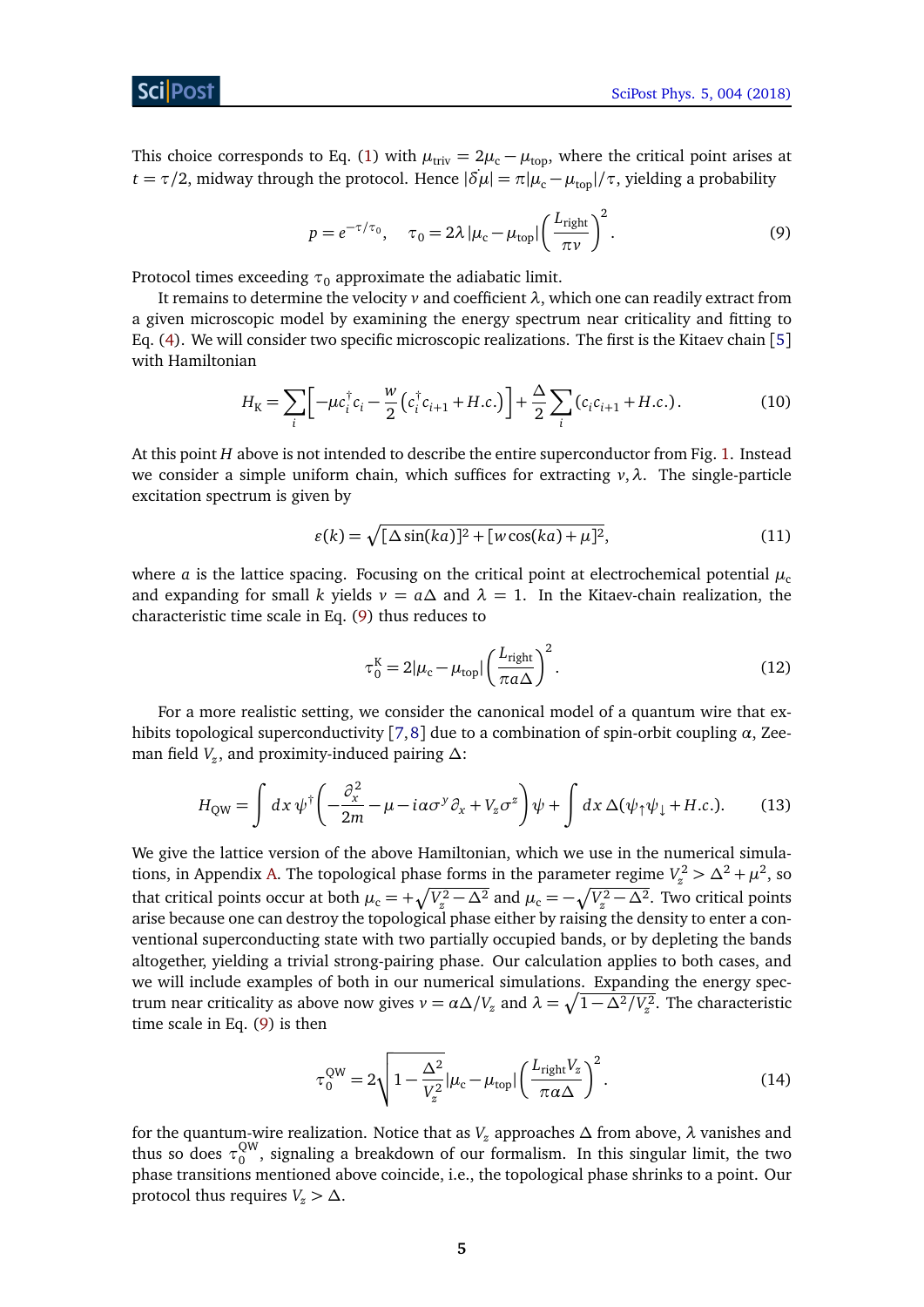This choice corresponds to Eq. (1) with $\mu_{\text{triv}} = 2\mu_c - \mu_{\text{top}}$, where the critical point arises at $t = \tau/2$, midway through the protocol. Hence $|\dot{\delta\mu}| = \pi|\mu_c - \mu_{\text{top}}|/\tau$, yielding a probability

$$p = e^{-\tau/\tau_0}, \quad \tau_0 = 2\lambda\,|\mu_c - \mu_{\text{top}}|\left(\frac{L_{\text{right}}}{\pi v}\right)^2. \tag{9}$$

Protocol times exceeding $\tau_0$ approximate the adiabatic limit.

It remains to determine the velocity $v$ and coefficient $\lambda$, which one can readily extract from a given microscopic model by examining the energy spectrum near criticality and fitting to Eq. (4). We will consider two specific microscopic realizations. The first is the Kitaev chain [5] with Hamiltonian

$$H_K = \sum_i \left[-\mu c_i^\dagger c_i - \frac{w}{2}\left(c_i^\dagger c_{i+1} + H.c.\right)\right] + \frac{\Delta}{2}\sum_i \left(c_i c_{i+1} + H.c.\right). \tag{10}$$

At this point $H$ above is not intended to describe the entire superconductor from Fig. 1. Instead we consider a simple uniform chain, which suffices for extracting $v, \lambda$. The single-particle excitation spectrum is given by

$$\varepsilon(k) = \sqrt{[\Delta \sin(ka)]^2 + [w\cos(ka) + \mu]^2}, \tag{11}$$

where $a$ is the lattice spacing. Focusing on the critical point at electrochemical potential $\mu_c$ and expanding for small $k$ yields $v = a\Delta$ and $\lambda = 1$. In the Kitaev-chain realization, the characteristic time scale in Eq. (9) thus reduces to

$$\tau_0^K = 2|\mu_c - \mu_{\text{top}}|\left(\frac{L_{\text{right}}}{\pi a \Delta}\right)^2. \tag{12}$$

For a more realistic setting, we consider the canonical model of a quantum wire that exhibits topological superconductivity [7,8] due to a combination of spin-orbit coupling $\alpha$, Zeeman field $V_z$, and proximity-induced pairing $\Delta$:

$$H_{QW} = \int dx\, \psi^\dagger\left(-\frac{\partial_x^2}{2m} - \mu - i\alpha\sigma^y\partial_x + V_z\sigma^z\right)\psi + \int dx\, \Delta(\psi_\uparrow\psi_\downarrow + H.c.). \tag{13}$$

We give the lattice version of the above Hamiltonian, which we use in the numerical simulations, in Appendix A. The topological phase forms in the parameter regime $V_z^2 > \Delta^2 + \mu^2$, so that critical points occur at both $\mu_c = +\sqrt{V_z^2 - \Delta^2}$ and $\mu_c = -\sqrt{V_z^2 - \Delta^2}$. Two critical points arise because one can destroy the topological phase either by raising the density to enter a conventional superconducting state with two partially occupied bands, or by depleting the bands altogether, yielding a trivial strong-pairing phase. Our calculation applies to both cases, and we will include examples of both in our numerical simulations. Expanding the energy spectrum near criticality as above now gives $v = \alpha\Delta/V_z$ and $\lambda = \sqrt{1 - \Delta^2/V_z^2}$. The characteristic time scale in Eq. (9) is then

$$\tau_0^{QW} = 2\sqrt{1 - \frac{\Delta^2}{V_z^2}}\,|\mu_c - \mu_{\text{top}}|\left(\frac{L_{\text{right}} V_z}{\pi\alpha\Delta}\right)^2. \tag{14}$$

for the quantum-wire realization. Notice that as $V_z$ approaches $\Delta$ from above, $\lambda$ vanishes and thus so does $\tau_0^{QW}$, signaling a breakdown of our formalism. In this singular limit, the two phase transitions mentioned above coincide, i.e., the topological phase shrinks to a point. Our protocol thus requires $V_z > \Delta$.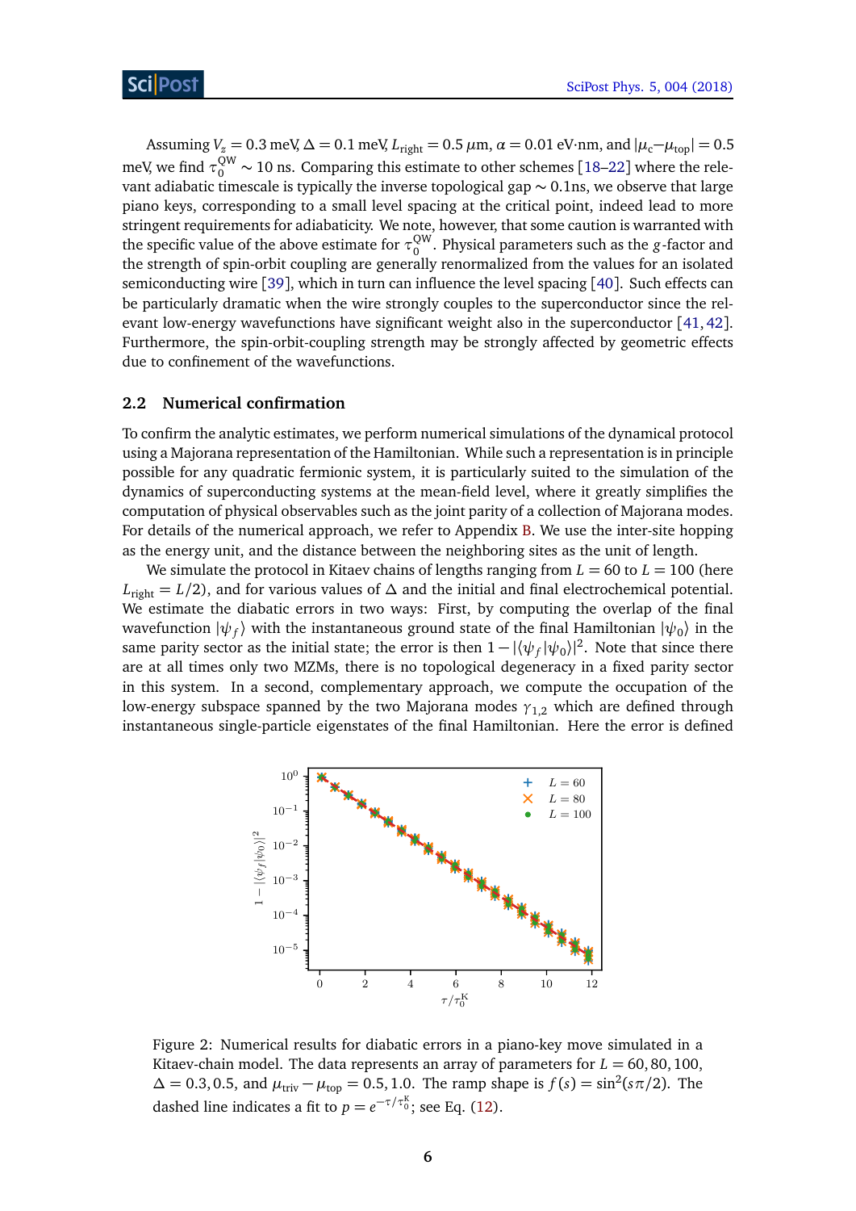Assuming $V_z = 0.3$ meV, $\Delta = 0.1$ meV, $L_{\text{right}} = 0.5\ \mu$m, $\alpha = 0.01$ eV·nm, and $|\mu_c - \mu_{\text{top}}| = 0.5$ meV, we find $\tau_0^{\text{QW}} \sim 10$ ns. Comparing this estimate to other schemes [18–22] where the relevant adiabatic timescale is typically the inverse topological gap $\sim 0.1$ns, we observe that large piano keys, corresponding to a small level spacing at the critical point, indeed lead to more stringent requirements for adiabaticity. We note, however, that some caution is warranted with the specific value of the above estimate for $\tau_0^{\text{QW}}$. Physical parameters such as the $g$-factor and the strength of spin-orbit coupling are generally renormalized from the values for an isolated semiconducting wire [39], which in turn can influence the level spacing [40]. Such effects can be particularly dramatic when the wire strongly couples to the superconductor since the relevant low-energy wavefunctions have significant weight also in the superconductor [41, 42]. Furthermore, the spin-orbit-coupling strength may be strongly affected by geometric effects due to confinement of the wavefunctions.

## 2.2 Numerical confirmation

To confirm the analytic estimates, we perform numerical simulations of the dynamical protocol using a Majorana representation of the Hamiltonian. While such a representation is in principle possible for any quadratic fermionic system, it is particularly suited to the simulation of the dynamics of superconducting systems at the mean-field level, where it greatly simplifies the computation of physical observables such as the joint parity of a collection of Majorana modes. For details of the numerical approach, we refer to Appendix B. We use the inter-site hopping as the energy unit, and the distance between the neighboring sites as the unit of length.

We simulate the protocol in Kitaev chains of lengths ranging from $L = 60$ to $L = 100$ (here $L_{\text{right}} = L/2$), and for various values of $\Delta$ and the initial and final electrochemical potential. We estimate the diabatic errors in two ways: First, by computing the overlap of the final wavefunction $|\psi_f\rangle$ with the instantaneous ground state of the final Hamiltonian $|\psi_0\rangle$ in the same parity sector as the initial state; the error is then $1 - |\langle\psi_f|\psi_0\rangle|^2$. Note that since there are at all times only two MZMs, there is no topological degeneracy in a fixed parity sector in this system. In a second, complementary approach, we compute the occupation of the low-energy subspace spanned by the two Majorana modes $\gamma_{1,2}$ which are defined through instantaneous single-particle eigenstates of the final Hamiltonian. Here the error is defined

Figure 2: Numerical results for diabatic errors in a piano-key move simulated in a Kitaev-chain model. The data represents an array of parameters for $L = 60, 80, 100$, $\Delta = 0.3, 0.5$, and $\mu_{\text{triv}} - \mu_{\text{top}} = 0.5, 1.0$. The ramp shape is $f(s) = \sin^2(s\pi/2)$. The dashed line indicates a fit to $p = e^{-\tau/\tau_0^{\text{K}}}$; see Eq. (12).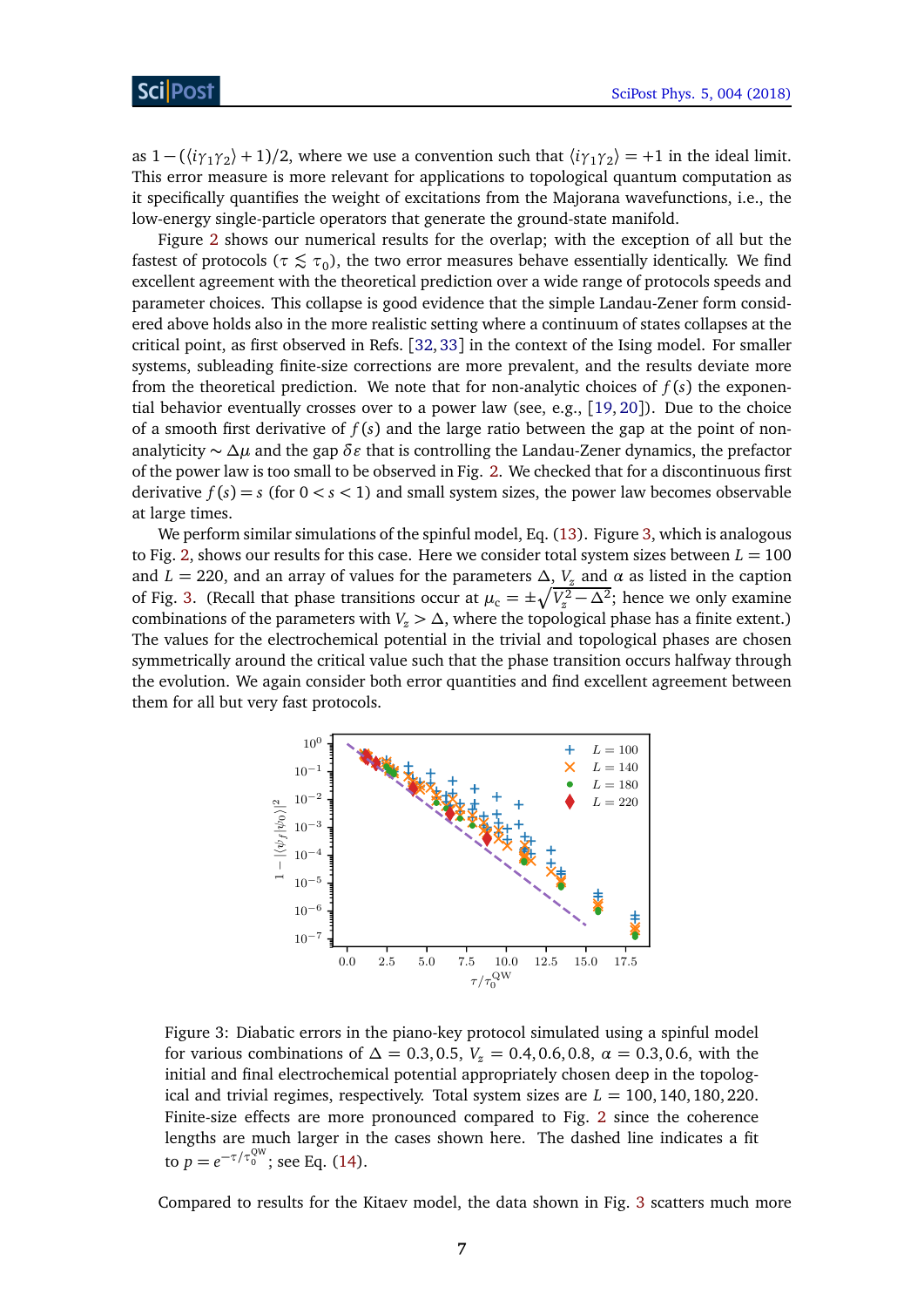as $1-(\langle i\gamma_1\gamma_2\rangle+1)/2$, where we use a convention such that $\langle i\gamma_1\gamma_2\rangle=+1$ in the ideal limit. This error measure is more relevant for applications to topological quantum computation as it specifically quantifies the weight of excitations from the Majorana wavefunctions, i.e., the low-energy single-particle operators that generate the ground-state manifold.

Figure 2 shows our numerical results for the overlap; with the exception of all but the fastest of protocols ($\tau\lesssim\tau_0$), the two error measures behave essentially identically. We find excellent agreement with the theoretical prediction over a wide range of protocols speeds and parameter choices. This collapse is good evidence that the simple Landau-Zener form considered above holds also in the more realistic setting where a continuum of states collapses at the critical point, as first observed in Refs. [32,33] in the context of the Ising model. For smaller systems, subleading finite-size corrections are more prevalent, and the results deviate more from the theoretical prediction. We note that for non-analytic choices of $f(s)$ the exponential behavior eventually crosses over to a power law (see, e.g., [19,20]). Due to the choice of a smooth first derivative of $f(s)$ and the large ratio between the gap at the point of non-analyticity $\sim\Delta\mu$ and the gap $\delta\varepsilon$ that is controlling the Landau-Zener dynamics, the prefactor of the power law is too small to be observed in Fig. 2. We checked that for a discontinuous first derivative $f(s)=s$ (for $0<s<1$) and small system sizes, the power law becomes observable at large times.

We perform similar simulations of the spinful model, Eq. (13). Figure 3, which is analogous to Fig. 2, shows our results for this case. Here we consider total system sizes between $L=100$ and $L=220$, and an array of values for the parameters $\Delta$, $V_z$ and $\alpha$ as listed in the caption of Fig. 3. (Recall that phase transitions occur at $\mu_c=\pm\sqrt{V_z^2-\Delta^2}$; hence we only examine combinations of the parameters with $V_z>\Delta$, where the topological phase has a finite extent.) The values for the electrochemical potential in the trivial and topological phases are chosen symmetrically around the critical value such that the phase transition occurs halfway through the evolution. We again consider both error quantities and find excellent agreement between them for all but very fast protocols.

Figure 3: Diabatic errors in the piano-key protocol simulated using a spinful model for various combinations of $\Delta=0.3,0.5$, $V_z=0.4,0.6,0.8$, $\alpha=0.3,0.6$, with the initial and final electrochemical potential appropriately chosen deep in the topological and trivial regimes, respectively. Total system sizes are $L=100,140,180,220$. Finite-size effects are more pronounced compared to Fig. 2 since the coherence lengths are much larger in the cases shown here. The dashed line indicates a fit to $p=e^{-\tau/\tau_0^{\mathrm{QW}}}$; see Eq. (14).

Compared to results for the Kitaev model, the data shown in Fig. 3 scatters much more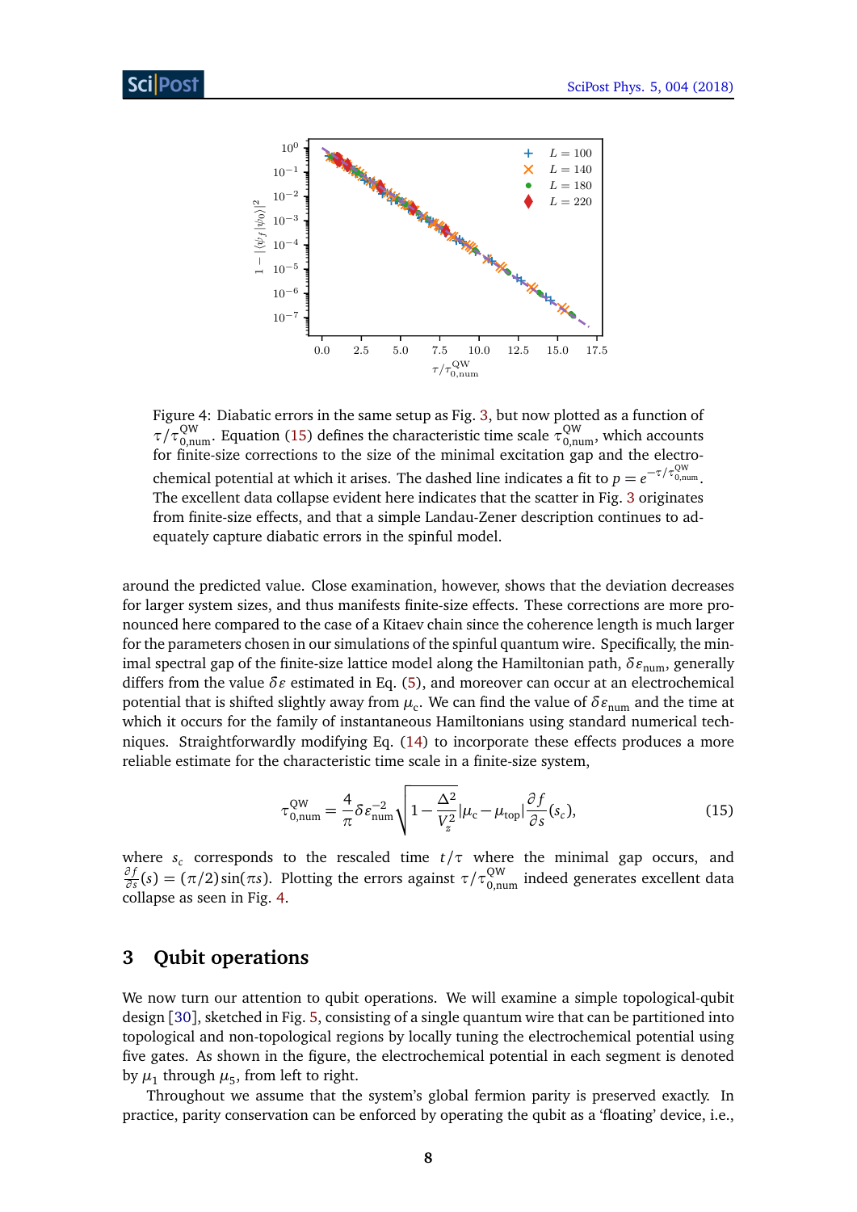Figure 4: Diabatic errors in the same setup as Fig. 3, but now plotted as a function of $\tau/\tau_{0,\text{num}}^{\text{QW}}$. Equation (15) defines the characteristic time scale $\tau_{0,\text{num}}^{\text{QW}}$, which accounts for finite-size corrections to the size of the minimal excitation gap and the electrochemical potential at which it arises. The dashed line indicates a fit to $p = e^{-\tau/\tau_{0,\text{num}}^{\text{QW}}}$. The excellent data collapse evident here indicates that the scatter in Fig. 3 originates from finite-size effects, and that a simple Landau-Zener description continues to adequately capture diabatic errors in the spinful model.

around the predicted value. Close examination, however, shows that the deviation decreases for larger system sizes, and thus manifests finite-size effects. These corrections are more pronounced here compared to the case of a Kitaev chain since the coherence length is much larger for the parameters chosen in our simulations of the spinful quantum wire. Specifically, the minimal spectral gap of the finite-size lattice model along the Hamiltonian path, $\delta\varepsilon_{\text{num}}$, generally differs from the value $\delta\varepsilon$ estimated in Eq. (5), and moreover can occur at an electrochemical potential that is shifted slightly away from $\mu_c$. We can find the value of $\delta\varepsilon_{\text{num}}$ and the time at which it occurs for the family of instantaneous Hamiltonians using standard numerical techniques. Straightforwardly modifying Eq. (14) to incorporate these effects produces a more reliable estimate for the characteristic time scale in a finite-size system,

$$\tau_{0,\text{num}}^{\text{QW}} = \frac{4}{\pi}\delta\varepsilon_{\text{num}}^{-2}\sqrt{1-\frac{\Delta^2}{V_z^2}}|\mu_c - \mu_{\text{top}}|\frac{\partial f}{\partial s}(s_c), \tag{15}$$

where $s_c$ corresponds to the rescaled time $t/\tau$ where the minimal gap occurs, and $\frac{\partial f}{\partial s}(s) = (\pi/2)\sin(\pi s)$. Plotting the errors against $\tau/\tau_{0,\text{num}}^{\text{QW}}$ indeed generates excellent data collapse as seen in Fig. 4.

## 3 Qubit operations

We now turn our attention to qubit operations. We will examine a simple topological-qubit design [30], sketched in Fig. 5, consisting of a single quantum wire that can be partitioned into topological and non-topological regions by locally tuning the electrochemical potential using five gates. As shown in the figure, the electrochemical potential in each segment is denoted by $\mu_1$ through $\mu_5$, from left to right.

Throughout we assume that the system's global fermion parity is preserved exactly. In practice, parity conservation can be enforced by operating the qubit as a 'floating' device, i.e.,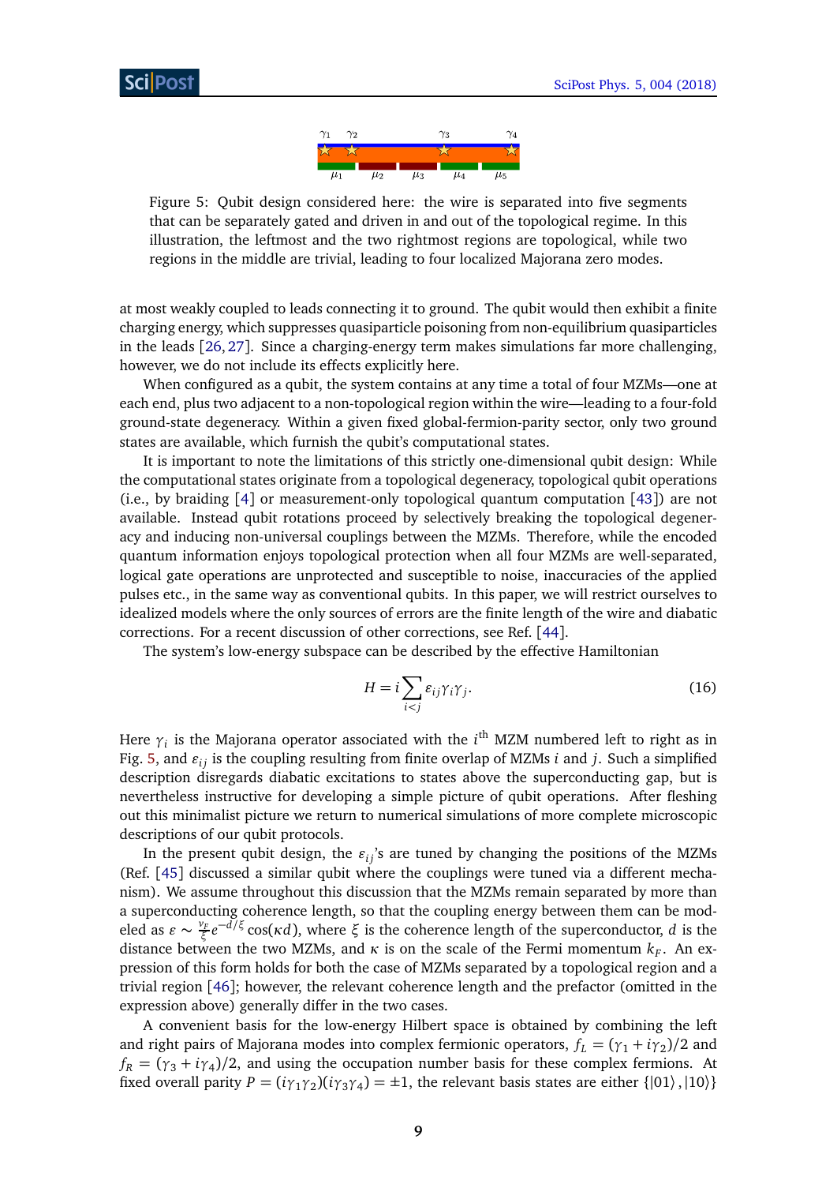Figure 5: Qubit design considered here: the wire is separated into five segments that can be separately gated and driven in and out of the topological regime. In this illustration, the leftmost and the two rightmost regions are topological, while two regions in the middle are trivial, leading to four localized Majorana zero modes.

at most weakly coupled to leads connecting it to ground. The qubit would then exhibit a finite charging energy, which suppresses quasiparticle poisoning from non-equilibrium quasiparticles in the leads [26, 27]. Since a charging-energy term makes simulations far more challenging, however, we do not include its effects explicitly here.

When configured as a qubit, the system contains at any time a total of four MZMs—one at each end, plus two adjacent to a non-topological region within the wire—leading to a four-fold ground-state degeneracy. Within a given fixed global-fermion-parity sector, only two ground states are available, which furnish the qubit's computational states.

It is important to note the limitations of this strictly one-dimensional qubit design: While the computational states originate from a topological degeneracy, topological qubit operations (i.e., by braiding [4] or measurement-only topological quantum computation [43]) are not available. Instead qubit rotations proceed by selectively breaking the topological degeneracy and inducing non-universal couplings between the MZMs. Therefore, while the encoded quantum information enjoys topological protection when all four MZMs are well-separated, logical gate operations are unprotected and susceptible to noise, inaccuracies of the applied pulses etc., in the same way as conventional qubits. In this paper, we will restrict ourselves to idealized models where the only sources of errors are the finite length of the wire and diabatic corrections. For a recent discussion of other corrections, see Ref. [44].

The system's low-energy subspace can be described by the effective Hamiltonian

$$H = i\sum_{i<j} \varepsilon_{ij}\gamma_i\gamma_j. \tag{16}$$

Here $\gamma_i$ is the Majorana operator associated with the $i^{\text{th}}$ MZM numbered left to right as in Fig. 5, and $\varepsilon_{ij}$ is the coupling resulting from finite overlap of MZMs $i$ and $j$. Such a simplified description disregards diabatic excitations to states above the superconducting gap, but is nevertheless instructive for developing a simple picture of qubit operations. After fleshing out this minimalist picture we return to numerical simulations of more complete microscopic descriptions of our qubit protocols.

In the present qubit design, the $\varepsilon_{ij}$'s are tuned by changing the positions of the MZMs (Ref. [45] discussed a similar qubit where the couplings were tuned via a different mechanism). We assume throughout this discussion that the MZMs remain separated by more than a superconducting coherence length, so that the coupling energy between them can be modeled as $\varepsilon \sim \frac{v_F}{\xi}e^{-d/\xi}\cos(\kappa d)$, where $\xi$ is the coherence length of the superconductor, $d$ is the distance between the two MZMs, and $\kappa$ is on the scale of the Fermi momentum $k_F$. An expression of this form holds for both the case of MZMs separated by a topological region and a trivial region [46]; however, the relevant coherence length and the prefactor (omitted in the expression above) generally differ in the two cases.

A convenient basis for the low-energy Hilbert space is obtained by combining the left and right pairs of Majorana modes into complex fermionic operators, $f_L = (\gamma_1 + i\gamma_2)/2$ and $f_R = (\gamma_3 + i\gamma_4)/2$, and using the occupation number basis for these complex fermions. At fixed overall parity $P = (i\gamma_1\gamma_2)(i\gamma_3\gamma_4) = \pm 1$, the relevant basis states are either $\{|01\rangle, |10\rangle\}$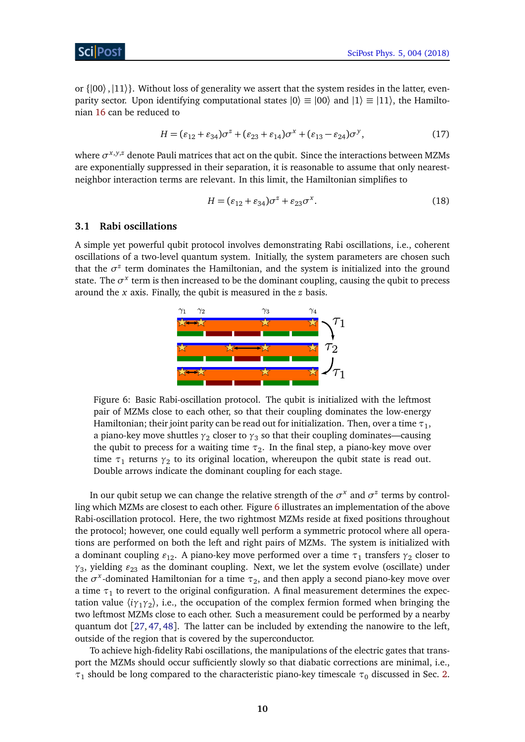or $\{|00\rangle, |11\rangle\}$. Without loss of generality we assert that the system resides in the latter, even-parity sector. Upon identifying computational states $|0\rangle \equiv |00\rangle$ and $|1\rangle \equiv |11\rangle$, the Hamiltonian 16 can be reduced to

$$H = (\varepsilon_{12} + \varepsilon_{34})\sigma^z + (\varepsilon_{23} + \varepsilon_{14})\sigma^x + (\varepsilon_{13} - \varepsilon_{24})\sigma^y, \tag{17}$$

where $\sigma^{x,y,z}$ denote Pauli matrices that act on the qubit. Since the interactions between MZMs are exponentially suppressed in their separation, it is reasonable to assume that only nearest-neighbor interaction terms are relevant. In this limit, the Hamiltonian simplifies to

$$H = (\varepsilon_{12} + \varepsilon_{34})\sigma^z + \varepsilon_{23}\sigma^x. \tag{18}$$

### 3.1 Rabi oscillations

A simple yet powerful qubit protocol involves demonstrating Rabi oscillations, i.e., coherent oscillations of a two-level quantum system. Initially, the system parameters are chosen such that the $\sigma^z$ term dominates the Hamiltonian, and the system is initialized into the ground state. The $\sigma^x$ term is then increased to be the dominant coupling, causing the qubit to precess around the $x$ axis. Finally, the qubit is measured in the $z$ basis.

Figure 6: Basic Rabi-oscillation protocol. The qubit is initialized with the leftmost pair of MZMs close to each other, so that their coupling dominates the low-energy Hamiltonian; their joint parity can be read out for initialization. Then, over a time $\tau_1$, a piano-key move shuttles $\gamma_2$ closer to $\gamma_3$ so that their coupling dominates—causing the qubit to precess for a waiting time $\tau_2$. In the final step, a piano-key move over time $\tau_1$ returns $\gamma_2$ to its original location, whereupon the qubit state is read out. Double arrows indicate the dominant coupling for each stage.

In our qubit setup we can change the relative strength of the $\sigma^x$ and $\sigma^z$ terms by controlling which MZMs are closest to each other. Figure 6 illustrates an implementation of the above Rabi-oscillation protocol. Here, the two rightmost MZMs reside at fixed positions throughout the protocol; however, one could equally well perform a symmetric protocol where all operations are performed on both the left and right pairs of MZMs. The system is initialized with a dominant coupling $\varepsilon_{12}$. A piano-key move performed over a time $\tau_1$ transfers $\gamma_2$ closer to $\gamma_3$, yielding $\varepsilon_{23}$ as the dominant coupling. Next, we let the system evolve (oscillate) under the $\sigma^x$-dominated Hamiltonian for a time $\tau_2$, and then apply a second piano-key move over a time $\tau_1$ to revert to the original configuration. A final measurement determines the expectation value $\langle i\gamma_1\gamma_2\rangle$, i.e., the occupation of the complex fermion formed when bringing the two leftmost MZMs close to each other. Such a measurement could be performed by a nearby quantum dot [27, 47, 48]. The latter can be included by extending the nanowire to the left, outside of the region that is covered by the superconductor.

To achieve high-fidelity Rabi oscillations, the manipulations of the electric gates that transport the MZMs should occur sufficiently slowly so that diabatic corrections are minimal, i.e., $\tau_1$ should be long compared to the characteristic piano-key timescale $\tau_0$ discussed in Sec. 2.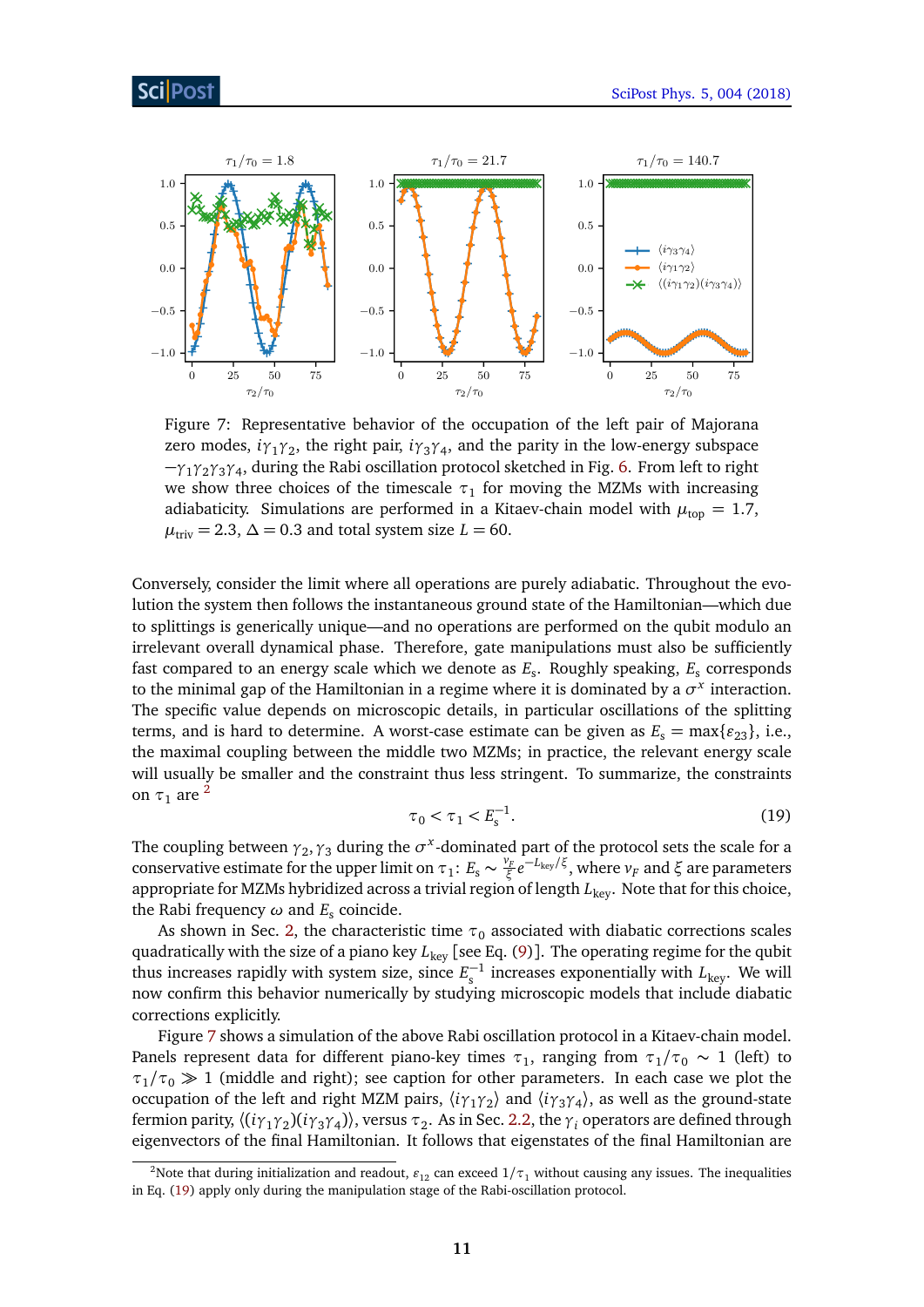Figure 7: Representative behavior of the occupation of the left pair of Majorana zero modes, $i\gamma_1\gamma_2$, the right pair, $i\gamma_3\gamma_4$, and the parity in the low-energy subspace $-\gamma_1\gamma_2\gamma_3\gamma_4$, during the Rabi oscillation protocol sketched in Fig. 6. From left to right we show three choices of the timescale $\tau_1$ for moving the MZMs with increasing adiabaticity. Simulations are performed in a Kitaev-chain model with $\mu_{\text{top}} = 1.7$, $\mu_{\text{triv}} = 2.3$, $\Delta = 0.3$ and total system size $L = 60$.

Conversely, consider the limit where all operations are purely adiabatic. Throughout the evolution the system then follows the instantaneous ground state of the Hamiltonian—which due to splittings is generically unique—and no operations are performed on the qubit modulo an irrelevant overall dynamical phase. Therefore, gate manipulations must also be sufficiently fast compared to an energy scale which we denote as $E_s$. Roughly speaking, $E_s$ corresponds to the minimal gap of the Hamiltonian in a regime where it is dominated by a $\sigma^x$ interaction. The specific value depends on microscopic details, in particular oscillations of the splitting terms, and is hard to determine. A worst-case estimate can be given as $E_s = \max\{\varepsilon_{23}\}$, i.e., the maximal coupling between the middle two MZMs; in practice, the relevant energy scale will usually be smaller and the constraint thus less stringent. To summarize, the constraints on $\tau_1$ are [2]

$$\tau_0 < \tau_1 < E_s^{-1}. \tag{19}$$

The coupling between $\gamma_2, \gamma_3$ during the $\sigma^x$-dominated part of the protocol sets the scale for a conservative estimate for the upper limit on $\tau_1$: $E_s \sim \frac{v_F}{\xi} e^{-L_{\text{key}}/\xi}$, where $v_F$ and $\xi$ are parameters appropriate for MZMs hybridized across a trivial region of length $L_{\text{key}}$. Note that for this choice, the Rabi frequency $\omega$ and $E_s$ coincide.

As shown in Sec. 2, the characteristic time $\tau_0$ associated with diabatic corrections scales quadratically with the size of a piano key $L_{\text{key}}$ [see Eq. (9)]. The operating regime for the qubit thus increases rapidly with system size, since $E_s^{-1}$ increases exponentially with $L_{\text{key}}$. We will now confirm this behavior numerically by studying microscopic models that include diabatic corrections explicitly.

Figure 7 shows a simulation of the above Rabi oscillation protocol in a Kitaev-chain model. Panels represent data for different piano-key times $\tau_1$, ranging from $\tau_1/\tau_0 \sim 1$ (left) to $\tau_1/\tau_0 \gg 1$ (middle and right); see caption for other parameters. In each case we plot the occupation of the left and right MZM pairs, $\langle i\gamma_1\gamma_2\rangle$ and $\langle i\gamma_3\gamma_4\rangle$, as well as the ground-state fermion parity, $\langle (i\gamma_1\gamma_2)(i\gamma_3\gamma_4)\rangle$, versus $\tau_2$. As in Sec. 2.2, the $\gamma_i$ operators are defined through eigenvectors of the final Hamiltonian. It follows that eigenstates of the final Hamiltonian are

[2] Note that during initialization and readout, $\varepsilon_{12}$ can exceed $1/\tau_1$ without causing any issues. The inequalities in Eq. (19) apply only during the manipulation stage of the Rabi-oscillation protocol.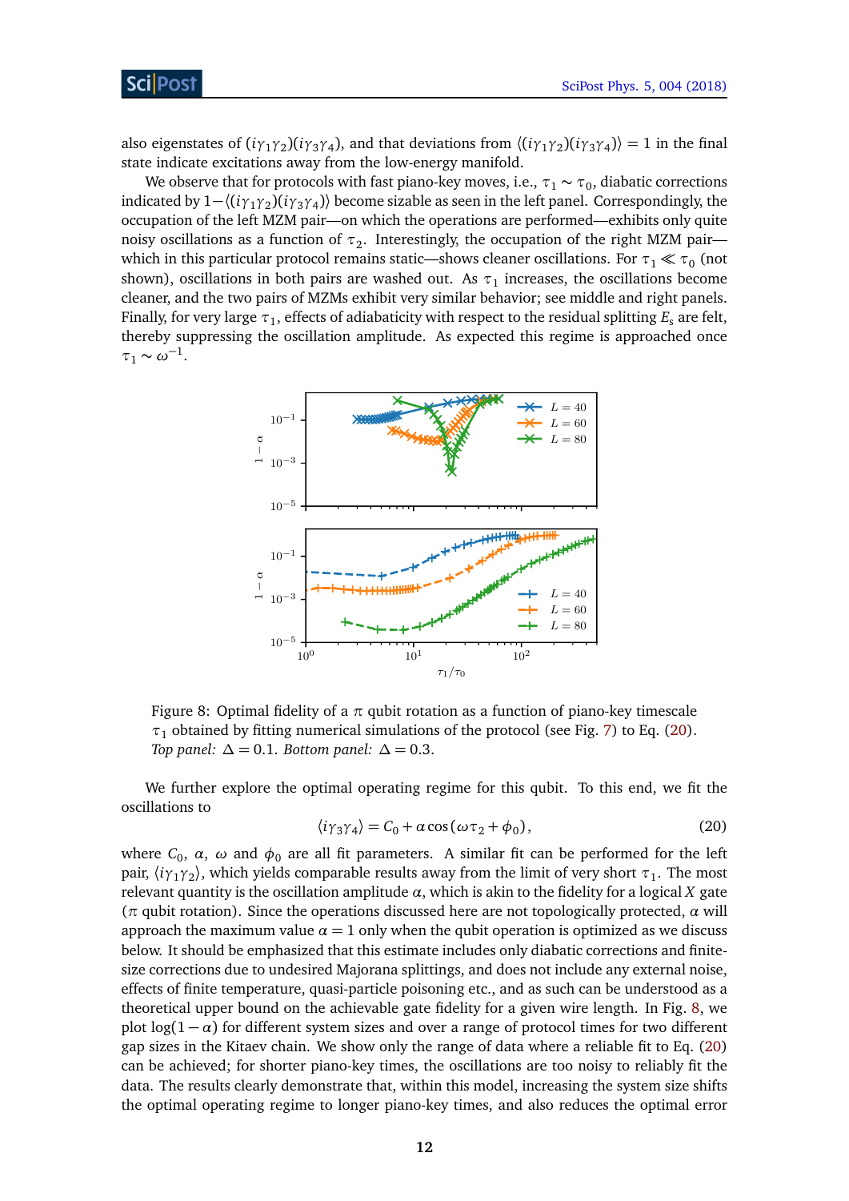also eigenstates of $(i\gamma_1\gamma_2)(i\gamma_3\gamma_4)$, and that deviations from $\langle(i\gamma_1\gamma_2)(i\gamma_3\gamma_4)\rangle = 1$ in the final state indicate excitations away from the low-energy manifold.

We observe that for protocols with fast piano-key moves, i.e., $\tau_1 \sim \tau_0$, diabatic corrections indicated by $1-\langle(i\gamma_1\gamma_2)(i\gamma_3\gamma_4)\rangle$ become sizable as seen in the left panel. Correspondingly, the occupation of the left MZM pair—on which the operations are performed—exhibits only quite noisy oscillations as a function of $\tau_2$. Interestingly, the occupation of the right MZM pair—which in this particular protocol remains static—shows cleaner oscillations. For $\tau_1 \ll \tau_0$ (not shown), oscillations in both pairs are washed out. As $\tau_1$ increases, the oscillations become cleaner, and the two pairs of MZMs exhibit very similar behavior; see middle and right panels. Finally, for very large $\tau_1$, effects of adiabaticity with respect to the residual splitting $E_s$ are felt, thereby suppressing the oscillation amplitude. As expected this regime is approached once $\tau_1 \sim \omega^{-1}$.

Figure 8: Optimal fidelity of a $\pi$ qubit rotation as a function of piano-key timescale $\tau_1$ obtained by fitting numerical simulations of the protocol (see Fig. 7) to Eq. (20). *Top panel:* $\Delta = 0.1$. *Bottom panel:* $\Delta = 0.3$.

We further explore the optimal operating regime for this qubit. To this end, we fit the oscillations to

$$\langle i\gamma_3\gamma_4\rangle = C_0 + \alpha\cos(\omega\tau_2 + \phi_0), \tag{20}$$

where $C_0$, $\alpha$, $\omega$ and $\phi_0$ are all fit parameters. A similar fit can be performed for the left pair, $\langle i\gamma_1\gamma_2\rangle$, which yields comparable results away from the limit of very short $\tau_1$. The most relevant quantity is the oscillation amplitude $\alpha$, which is akin to the fidelity for a logical $X$ gate ($\pi$ qubit rotation). Since the operations discussed here are not topologically protected, $\alpha$ will approach the maximum value $\alpha = 1$ only when the qubit operation is optimized as we discuss below. It should be emphasized that this estimate includes only diabatic corrections and finite-size corrections due to undesired Majorana splittings, and does not include any external noise, effects of finite temperature, quasi-particle poisoning etc., and as such can be understood as a theoretical upper bound on the achievable gate fidelity for a given wire length. In Fig. 8, we plot $\log(1-\alpha)$ for different system sizes and over a range of protocol times for two different gap sizes in the Kitaev chain. We show only the range of data where a reliable fit to Eq. (20) can be achieved; for shorter piano-key times, the oscillations are too noisy to reliably fit the data. The results clearly demonstrate that, within this model, increasing the system size shifts the optimal operating regime to longer piano-key times, and also reduces the optimal error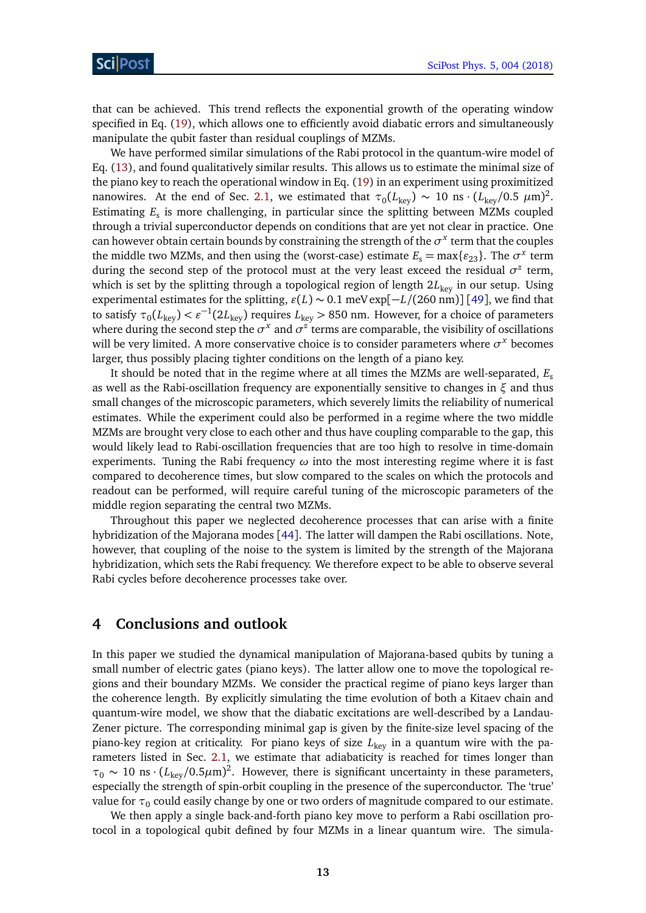that can be achieved. This trend reflects the exponential growth of the operating window specified in Eq. (19), which allows one to efficiently avoid diabatic errors and simultaneously manipulate the qubit faster than residual couplings of MZMs.

We have performed similar simulations of the Rabi protocol in the quantum-wire model of Eq. (13), and found qualitatively similar results. This allows us to estimate the minimal size of the piano key to reach the operational window in Eq. (19) in an experiment using proximitized nanowires. At the end of Sec. 2.1, we estimated that $\tau_0(L_{\text{key}}) \sim 10\ \text{ns} \cdot (L_{\text{key}}/0.5\ \mu\text{m})^2$. Estimating $E_s$ is more challenging, in particular since the splitting between MZMs coupled through a trivial superconductor depends on conditions that are yet not clear in practice. One can however obtain certain bounds by constraining the strength of the $\sigma^x$ term that the couples the middle two MZMs, and then using the (worst-case) estimate $E_s = \max\{\varepsilon_{23}\}$. The $\sigma^x$ term during the second step of the protocol must at the very least exceed the residual $\sigma^z$ term, which is set by the splitting through a topological region of length $2L_{\text{key}}$ in our setup. Using experimental estimates for the splitting, $\varepsilon(L) \sim 0.1\ \text{meV} \exp[-L/(260\ \text{nm})]$ [49], we find that to satisfy $\tau_0(L_{\text{key}}) < \varepsilon^{-1}(2L_{\text{key}})$ requires $L_{\text{key}} > 850$ nm. However, for a choice of parameters where during the second step the $\sigma^x$ and $\sigma^z$ terms are comparable, the visibility of oscillations will be very limited. A more conservative choice is to consider parameters where $\sigma^x$ becomes larger, thus possibly placing tighter conditions on the length of a piano key.

It should be noted that in the regime where at all times the MZMs are well-separated, $E_s$ as well as the Rabi-oscillation frequency are exponentially sensitive to changes in $\xi$ and thus small changes of the microscopic parameters, which severely limits the reliability of numerical estimates. While the experiment could also be performed in a regime where the two middle MZMs are brought very close to each other and thus have coupling comparable to the gap, this would likely lead to Rabi-oscillation frequencies that are too high to resolve in time-domain experiments. Tuning the Rabi frequency $\omega$ into the most interesting regime where it is fast compared to decoherence times, but slow compared to the scales on which the protocols and readout can be performed, will require careful tuning of the microscopic parameters of the middle region separating the central two MZMs.

Throughout this paper we neglected decoherence processes that can arise with a finite hybridization of the Majorana modes [44]. The latter will dampen the Rabi oscillations. Note, however, that coupling of the noise to the system is limited by the strength of the Majorana hybridization, which sets the Rabi frequency. We therefore expect to be able to observe several Rabi cycles before decoherence processes take over.

## 4 Conclusions and outlook

In this paper we studied the dynamical manipulation of Majorana-based qubits by tuning a small number of electric gates (piano keys). The latter allow one to move the topological regions and their boundary MZMs. We consider the practical regime of piano keys larger than the coherence length. By explicitly simulating the time evolution of both a Kitaev chain and quantum-wire model, we show that the diabatic excitations are well-described by a Landau-Zener picture. The corresponding minimal gap is given by the finite-size level spacing of the piano-key region at criticality. For piano keys of size $L_{\text{key}}$ in a quantum wire with the parameters listed in Sec. 2.1, we estimate that adiabaticity is reached for times longer than $\tau_0 \sim 10\ \text{ns} \cdot (L_{\text{key}}/0.5\mu\text{m})^2$. However, there is significant uncertainty in these parameters, especially the strength of spin-orbit coupling in the presence of the superconductor. The 'true' value for $\tau_0$ could easily change by one or two orders of magnitude compared to our estimate.

We then apply a single back-and-forth piano key move to perform a Rabi oscillation protocol in a topological qubit defined by four MZMs in a linear quantum wire. The simula-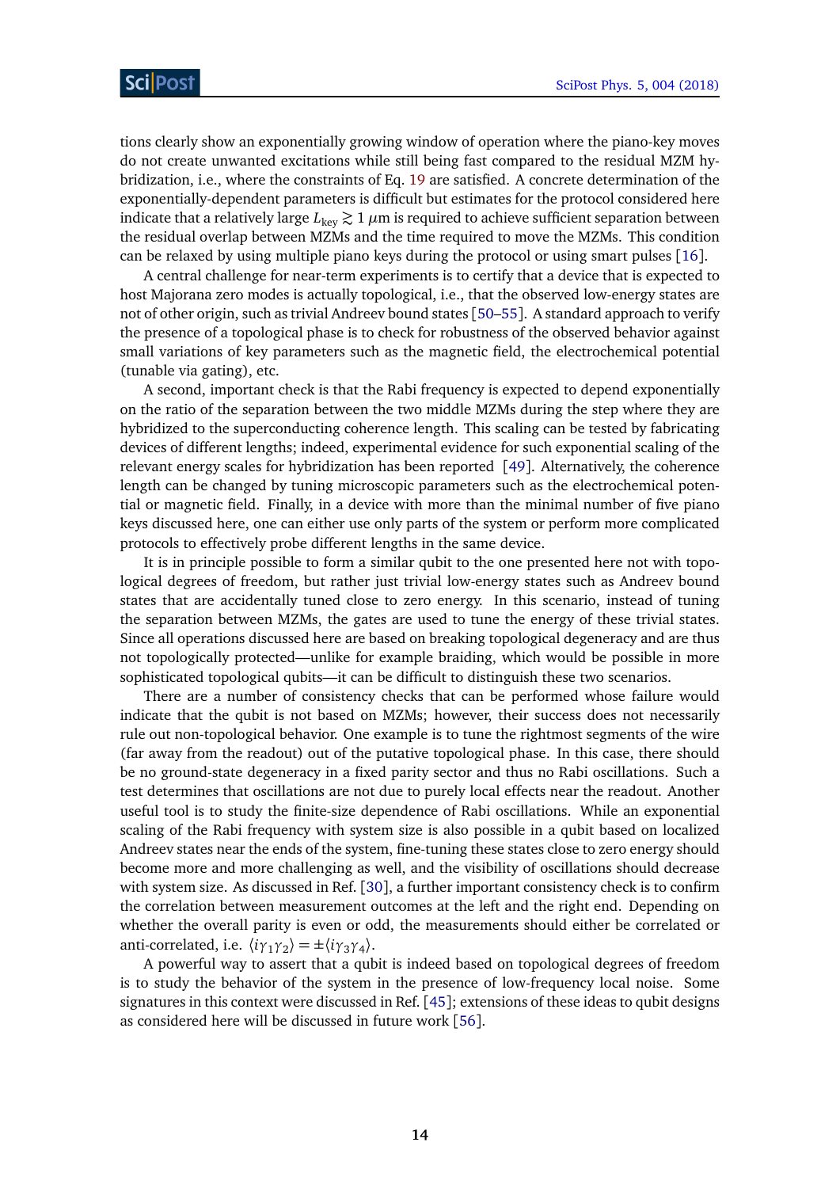tions clearly show an exponentially growing window of operation where the piano-key moves do not create unwanted excitations while still being fast compared to the residual MZM hybridization, i.e., where the constraints of Eq. 19 are satisfied. A concrete determination of the exponentially-dependent parameters is difficult but estimates for the protocol considered here indicate that a relatively large $L_{\text{key}} \gtrsim 1\,\mu$m is required to achieve sufficient separation between the residual overlap between MZMs and the time required to move the MZMs. This condition can be relaxed by using multiple piano keys during the protocol or using smart pulses [16].

A central challenge for near-term experiments is to certify that a device that is expected to host Majorana zero modes is actually topological, i.e., that the observed low-energy states are not of other origin, such as trivial Andreev bound states [50–55]. A standard approach to verify the presence of a topological phase is to check for robustness of the observed behavior against small variations of key parameters such as the magnetic field, the electrochemical potential (tunable via gating), etc.

A second, important check is that the Rabi frequency is expected to depend exponentially on the ratio of the separation between the two middle MZMs during the step where they are hybridized to the superconducting coherence length. This scaling can be tested by fabricating devices of different lengths; indeed, experimental evidence for such exponential scaling of the relevant energy scales for hybridization has been reported [49]. Alternatively, the coherence length can be changed by tuning microscopic parameters such as the electrochemical potential or magnetic field. Finally, in a device with more than the minimal number of five piano keys discussed here, one can either use only parts of the system or perform more complicated protocols to effectively probe different lengths in the same device.

It is in principle possible to form a similar qubit to the one presented here not with topological degrees of freedom, but rather just trivial low-energy states such as Andreev bound states that are accidentally tuned close to zero energy. In this scenario, instead of tuning the separation between MZMs, the gates are used to tune the energy of these trivial states. Since all operations discussed here are based on breaking topological degeneracy and are thus not topologically protected—unlike for example braiding, which would be possible in more sophisticated topological qubits—it can be difficult to distinguish these two scenarios.

There are a number of consistency checks that can be performed whose failure would indicate that the qubit is not based on MZMs; however, their success does not necessarily rule out non-topological behavior. One example is to tune the rightmost segments of the wire (far away from the readout) out of the putative topological phase. In this case, there should be no ground-state degeneracy in a fixed parity sector and thus no Rabi oscillations. Such a test determines that oscillations are not due to purely local effects near the readout. Another useful tool is to study the finite-size dependence of Rabi oscillations. While an exponential scaling of the Rabi frequency with system size is also possible in a qubit based on localized Andreev states near the ends of the system, fine-tuning these states close to zero energy should become more and more challenging as well, and the visibility of oscillations should decrease with system size. As discussed in Ref. [30], a further important consistency check is to confirm the correlation between measurement outcomes at the left and the right end. Depending on whether the overall parity is even or odd, the measurements should either be correlated or anti-correlated, i.e. $\langle i\gamma_1\gamma_2\rangle = \pm\langle i\gamma_3\gamma_4\rangle$.

A powerful way to assert that a qubit is indeed based on topological degrees of freedom is to study the behavior of the system in the presence of low-frequency local noise. Some signatures in this context were discussed in Ref. [45]; extensions of these ideas to qubit designs as considered here will be discussed in future work [56].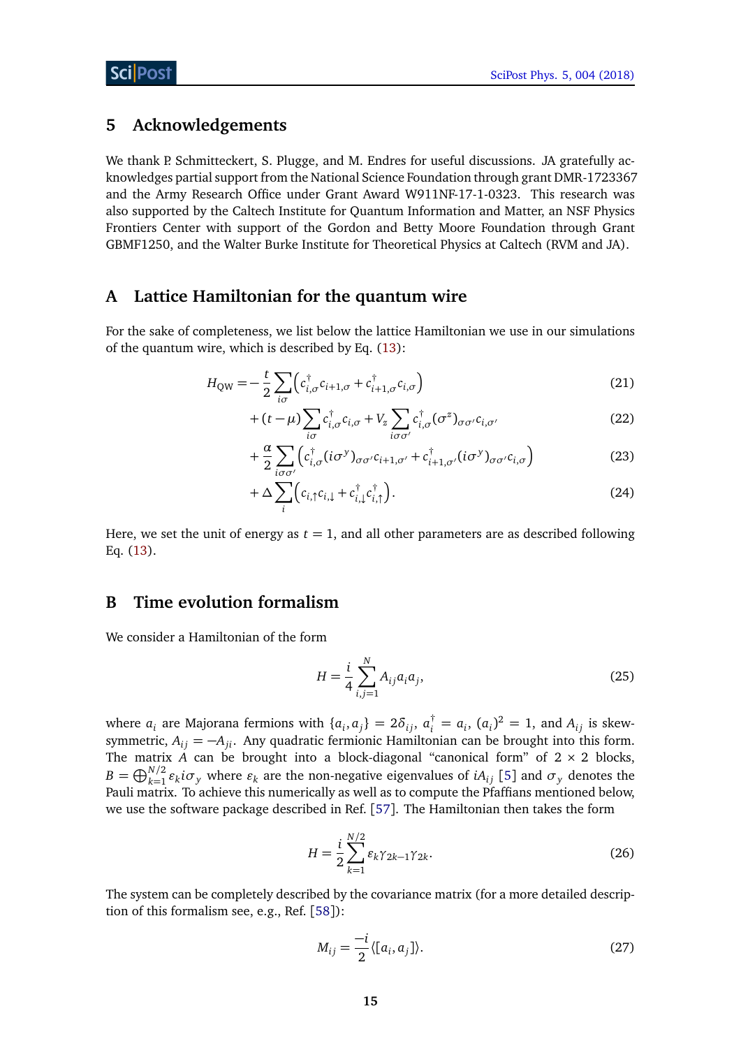## 5 Acknowledgements

We thank P. Schmitteckert, S. Plugge, and M. Endres for useful discussions. JA gratefully acknowledges partial support from the National Science Foundation through grant DMR-1723367 and the Army Research Office under Grant Award W911NF-17-1-0323. This research was also supported by the Caltech Institute for Quantum Information and Matter, an NSF Physics Frontiers Center with support of the Gordon and Betty Moore Foundation through Grant GBMF1250, and the Walter Burke Institute for Theoretical Physics at Caltech (RVM and JA).

## A Lattice Hamiltonian for the quantum wire

For the sake of completeness, we list below the lattice Hamiltonian we use in our simulations of the quantum wire, which is described by Eq. (13):

$$H_{\mathrm{QW}} = -\frac{t}{2}\sum_{i\sigma}\left(c^\dagger_{i,\sigma}c_{i+1,\sigma} + c^\dagger_{i+1,\sigma}c_{i,\sigma}\right) \tag{21}$$

$$+ (t-\mu)\sum_{i\sigma} c^\dagger_{i,\sigma}c_{i,\sigma} + V_z \sum_{i\sigma\sigma'} c^\dagger_{i,\sigma}(\sigma^z)_{\sigma\sigma'}c_{i,\sigma'} \tag{22}$$

$$+ \frac{\alpha}{2}\sum_{i\sigma\sigma'}\left(c^\dagger_{i,\sigma}(i\sigma^y)_{\sigma\sigma'}c_{i+1,\sigma'} + c^\dagger_{i+1,\sigma'}(i\sigma^y)_{\sigma\sigma'}c_{i,\sigma}\right) \tag{23}$$

$$+ \Delta\sum_i\left(c_{i,\uparrow}c_{i,\downarrow} + c^\dagger_{i,\downarrow}c^\dagger_{i,\uparrow}\right). \tag{24}$$

Here, we set the unit of energy as $t = 1$, and all other parameters are as described following Eq. (13).

## B Time evolution formalism

We consider a Hamiltonian of the form

$$H = \frac{i}{4}\sum_{i,j=1}^{N} A_{ij}a_i a_j, \tag{25}$$

where $a_i$ are Majorana fermions with $\{a_i, a_j\} = 2\delta_{ij}$, $a_i^\dagger = a_i$, $(a_i)^2 = 1$, and $A_{ij}$ is skew-symmetric, $A_{ij} = -A_{ji}$. Any quadratic fermionic Hamiltonian can be brought into this form. The matrix $A$ can be brought into a block-diagonal "canonical form" of $2\times 2$ blocks, $B = \bigoplus_{k=1}^{N/2}\varepsilon_k i\sigma_y$ where $\varepsilon_k$ are the non-negative eigenvalues of $iA_{ij}$ [5] and $\sigma_y$ denotes the Pauli matrix. To achieve this numerically as well as to compute the Pfaffians mentioned below, we use the software package described in Ref. [57]. The Hamiltonian then takes the form

$$H = \frac{i}{2}\sum_{k=1}^{N/2}\varepsilon_k \gamma_{2k-1}\gamma_{2k}. \tag{26}$$

The system can be completely described by the covariance matrix (for a more detailed description of this formalism see, e.g., Ref. [58]):

$$M_{ij} = \frac{-i}{2}\langle [a_i, a_j]\rangle. \tag{27}$$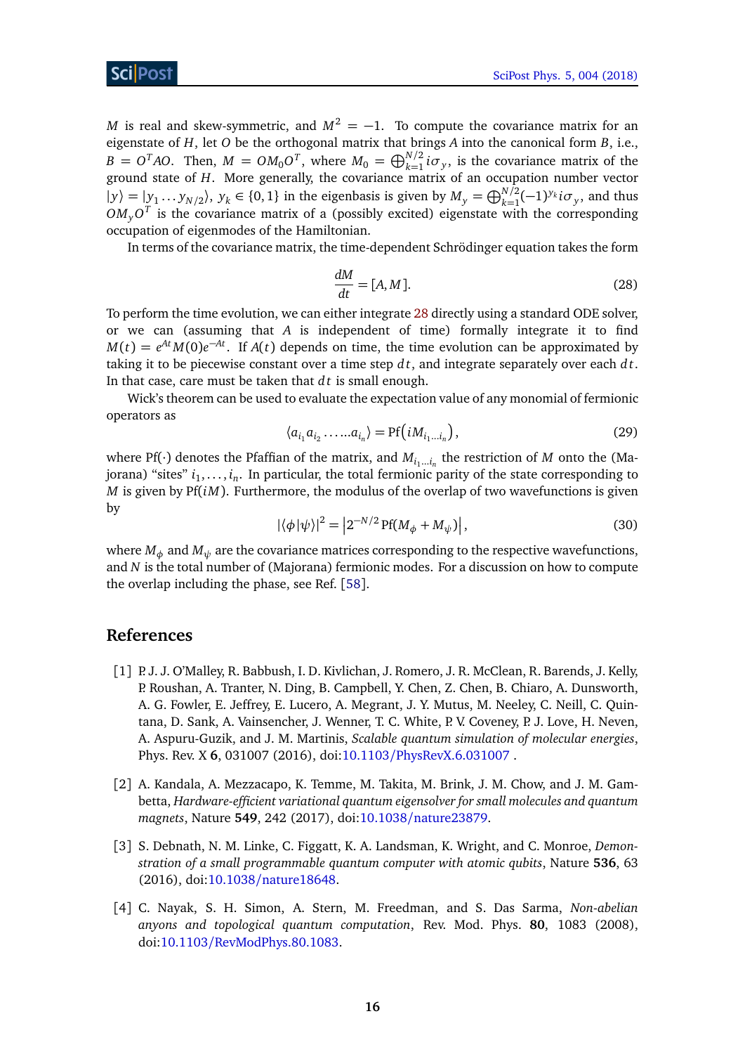$M$ is real and skew-symmetric, and $M^2 = -1$. To compute the covariance matrix for an eigenstate of $H$, let $O$ be the orthogonal matrix that brings $A$ into the canonical form $B$, i.e., $B = O^T AO$. Then, $M = OM_0O^T$, where $M_0 = \bigoplus_{k=1}^{N/2} i\sigma_y$, is the covariance matrix of the ground state of $H$. More generally, the covariance matrix of an occupation number vector $|y\rangle = |y_1 \ldots y_{N/2}\rangle$, $y_k \in \{0, 1\}$ in the eigenbasis is given by $M_y = \bigoplus_{k=1}^{N/2} (-1)^{y_k} i\sigma_y$, and thus $OM_yO^T$ is the covariance matrix of a (possibly excited) eigenstate with the corresponding occupation of eigenmodes of the Hamiltonian.

In terms of the covariance matrix, the time-dependent Schrödinger equation takes the form

$$\frac{dM}{dt} = [A, M]. \tag{28}$$

To perform the time evolution, we can either integrate 28 directly using a standard ODE solver, or we can (assuming that $A$ is independent of time) formally integrate it to find $M(t) = e^{At}M(0)e^{-At}$. If $A(t)$ depends on time, the time evolution can be approximated by taking it to be piecewise constant over a time step $dt$, and integrate separately over each $dt$. In that case, care must be taken that $dt$ is small enough.

Wick's theorem can be used to evaluate the expectation value of any monomial of fermionic operators as

$$\langle a_{i_1} a_{i_2} \ldots\ldots a_{i_n} \rangle = \mathrm{Pf}\big(iM_{i_1\ldots i_n}\big), \tag{29}$$

where $\mathrm{Pf}(\cdot)$ denotes the Pfaffian of the matrix, and $M_{i_1\ldots i_n}$ the restriction of $M$ onto the (Majorana) "sites" $i_1, \ldots, i_n$. In particular, the total fermionic parity of the state corresponding to $M$ is given by $\mathrm{Pf}(iM)$. Furthermore, the modulus of the overlap of two wavefunctions is given by

$$|\langle\phi|\psi\rangle|^2 = \left|2^{-N/2}\,\mathrm{Pf}(M_\phi + M_\psi)\right|, \tag{30}$$

where $M_\phi$ and $M_\psi$ are the covariance matrices corresponding to the respective wavefunctions, and $N$ is the total number of (Majorana) fermionic modes. For a discussion on how to compute the overlap including the phase, see Ref. [58].

## References

[1] P. J. J. O'Malley, R. Babbush, I. D. Kivlichan, J. Romero, J. R. McClean, R. Barends, J. Kelly, P. Roushan, A. Tranter, N. Ding, B. Campbell, Y. Chen, Z. Chen, B. Chiaro, A. Dunsworth, A. G. Fowler, E. Jeffrey, E. Lucero, A. Megrant, J. Y. Mutus, M. Neeley, C. Neill, C. Quintana, D. Sank, A. Vainsencher, J. Wenner, T. C. White, P. V. Coveney, P. J. Love, H. Neven, A. Aspuru-Guzik, and J. M. Martinis, *Scalable quantum simulation of molecular energies*, Phys. Rev. X **6**, 031007 (2016), doi:10.1103/PhysRevX.6.031007 .

[2] A. Kandala, A. Mezzacapo, K. Temme, M. Takita, M. Brink, J. M. Chow, and J. M. Gambetta, *Hardware-efficient variational quantum eigensolver for small molecules and quantum magnets*, Nature **549**, 242 (2017), doi:10.1038/nature23879.

[3] S. Debnath, N. M. Linke, C. Figgatt, K. A. Landsman, K. Wright, and C. Monroe, *Demonstration of a small programmable quantum computer with atomic qubits*, Nature **536**, 63 (2016), doi:10.1038/nature18648.

[4] C. Nayak, S. H. Simon, A. Stern, M. Freedman, and S. Das Sarma, *Non-abelian anyons and topological quantum computation*, Rev. Mod. Phys. **80**, 1083 (2008), doi:10.1103/RevModPhys.80.1083.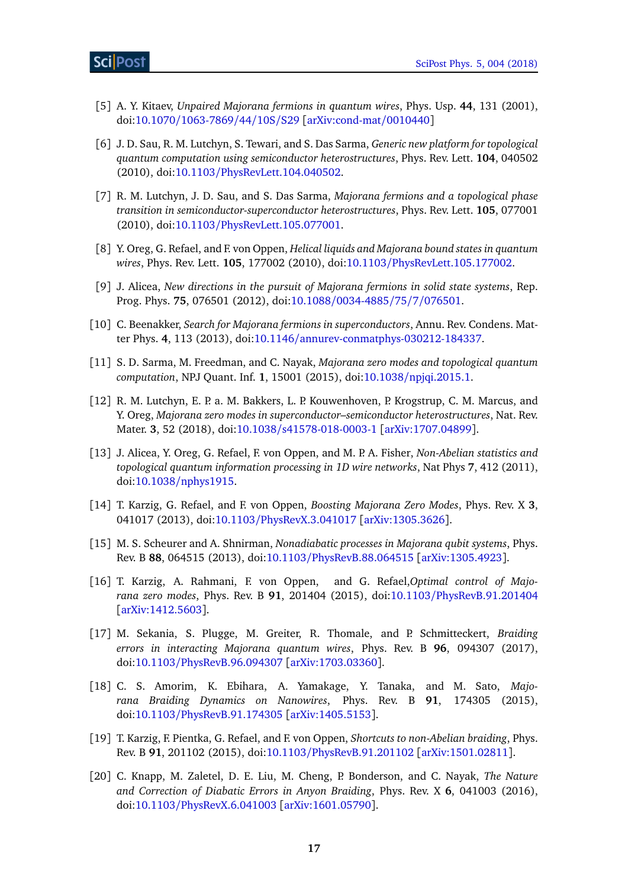[5] A. Y. Kitaev, *Unpaired Majorana fermions in quantum wires*, Phys. Usp. **44**, 131 (2001), doi:10.1070/1063-7869/44/10S/S29 [arXiv:cond-mat/0010440]

[6] J. D. Sau, R. M. Lutchyn, S. Tewari, and S. Das Sarma, *Generic new platform for topological quantum computation using semiconductor heterostructures*, Phys. Rev. Lett. **104**, 040502 (2010), doi:10.1103/PhysRevLett.104.040502.

[7] R. M. Lutchyn, J. D. Sau, and S. Das Sarma, *Majorana fermions and a topological phase transition in semiconductor-superconductor heterostructures*, Phys. Rev. Lett. **105**, 077001 (2010), doi:10.1103/PhysRevLett.105.077001.

[8] Y. Oreg, G. Refael, and F. von Oppen, *Helical liquids and Majorana bound states in quantum wires*, Phys. Rev. Lett. **105**, 177002 (2010), doi:10.1103/PhysRevLett.105.177002.

[9] J. Alicea, *New directions in the pursuit of Majorana fermions in solid state systems*, Rep. Prog. Phys. **75**, 076501 (2012), doi:10.1088/0034-4885/75/7/076501.

[10] C. Beenakker, *Search for Majorana fermions in superconductors*, Annu. Rev. Condens. Matter Phys. **4**, 113 (2013), doi:10.1146/annurev-conmatphys-030212-184337.

[11] S. D. Sarma, M. Freedman, and C. Nayak, *Majorana zero modes and topological quantum computation*, NPJ Quant. Inf. **1**, 15001 (2015), doi:10.1038/npjqi.2015.1.

[12] R. M. Lutchyn, E. P. a. M. Bakkers, L. P. Kouwenhoven, P. Krogstrup, C. M. Marcus, and Y. Oreg, *Majorana zero modes in superconductor–semiconductor heterostructures*, Nat. Rev. Mater. **3**, 52 (2018), doi:10.1038/s41578-018-0003-1 [arXiv:1707.04899].

[13] J. Alicea, Y. Oreg, G. Refael, F. von Oppen, and M. P. A. Fisher, *Non-Abelian statistics and topological quantum information processing in 1D wire networks*, Nat Phys **7**, 412 (2011), doi:10.1038/nphys1915.

[14] T. Karzig, G. Refael, and F. von Oppen, *Boosting Majorana Zero Modes*, Phys. Rev. X **3**, 041017 (2013), doi:10.1103/PhysRevX.3.041017 [arXiv:1305.3626].

[15] M. S. Scheurer and A. Shnirman, *Nonadiabatic processes in Majorana qubit systems*, Phys. Rev. B **88**, 064515 (2013), doi:10.1103/PhysRevB.88.064515 [arXiv:1305.4923].

[16] T. Karzig, A. Rahmani, F. von Oppen, and G. Refael,*Optimal control of Majorana zero modes*, Phys. Rev. B **91**, 201404 (2015), doi:10.1103/PhysRevB.91.201404 [arXiv:1412.5603].

[17] M. Sekania, S. Plugge, M. Greiter, R. Thomale, and P. Schmitteckert, *Braiding errors in interacting Majorana quantum wires*, Phys. Rev. B **96**, 094307 (2017), doi:10.1103/PhysRevB.96.094307 [arXiv:1703.03360].

[18] C. S. Amorim, K. Ebihara, A. Yamakage, Y. Tanaka, and M. Sato, *Majorana Braiding Dynamics on Nanowires*, Phys. Rev. B **91**, 174305 (2015), doi:10.1103/PhysRevB.91.174305 [arXiv:1405.5153].

[19] T. Karzig, F. Pientka, G. Refael, and F. von Oppen, *Shortcuts to non-Abelian braiding*, Phys. Rev. B **91**, 201102 (2015), doi:10.1103/PhysRevB.91.201102 [arXiv:1501.02811].

[20] C. Knapp, M. Zaletel, D. E. Liu, M. Cheng, P. Bonderson, and C. Nayak, *The Nature and Correction of Diabatic Errors in Anyon Braiding*, Phys. Rev. X **6**, 041003 (2016), doi:10.1103/PhysRevX.6.041003 [arXiv:1601.05790].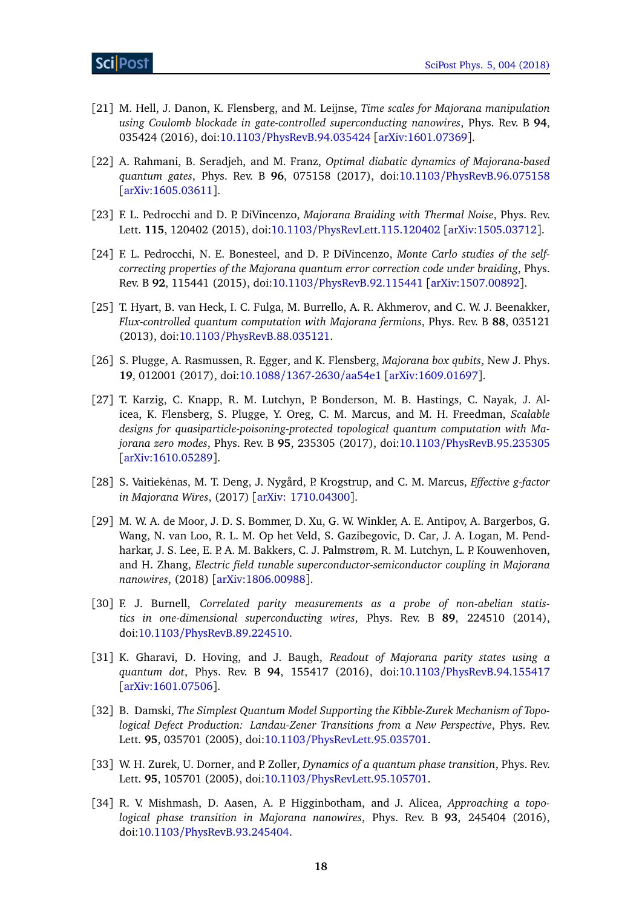[21] M. Hell, J. Danon, K. Flensberg, and M. Leijnse, *Time scales for Majorana manipulation using Coulomb blockade in gate-controlled superconducting nanowires*, Phys. Rev. B **94**, 035424 (2016), doi:10.1103/PhysRevB.94.035424 [arXiv:1601.07369].

[22] A. Rahmani, B. Seradjeh, and M. Franz, *Optimal diabatic dynamics of Majorana-based quantum gates*, Phys. Rev. B **96**, 075158 (2017), doi:10.1103/PhysRevB.96.075158 [arXiv:1605.03611].

[23] F. L. Pedrocchi and D. P. DiVincenzo, *Majorana Braiding with Thermal Noise*, Phys. Rev. Lett. **115**, 120402 (2015), doi:10.1103/PhysRevLett.115.120402 [arXiv:1505.03712].

[24] F. L. Pedrocchi, N. E. Bonesteel, and D. P. DiVincenzo, *Monte Carlo studies of the self-correcting properties of the Majorana quantum error correction code under braiding*, Phys. Rev. B **92**, 115441 (2015), doi:10.1103/PhysRevB.92.115441 [arXiv:1507.00892].

[25] T. Hyart, B. van Heck, I. C. Fulga, M. Burrello, A. R. Akhmerov, and C. W. J. Beenakker, *Flux-controlled quantum computation with Majorana fermions*, Phys. Rev. B **88**, 035121 (2013), doi:10.1103/PhysRevB.88.035121.

[26] S. Plugge, A. Rasmussen, R. Egger, and K. Flensberg, *Majorana box qubits*, New J. Phys. **19**, 012001 (2017), doi:10.1088/1367-2630/aa54e1 [arXiv:1609.01697].

[27] T. Karzig, C. Knapp, R. M. Lutchyn, P. Bonderson, M. B. Hastings, C. Nayak, J. Alicea, K. Flensberg, S. Plugge, Y. Oreg, C. M. Marcus, and M. H. Freedman, *Scalable designs for quasiparticle-poisoning-protected topological quantum computation with Majorana zero modes*, Phys. Rev. B **95**, 235305 (2017), doi:10.1103/PhysRevB.95.235305 [arXiv:1610.05289].

[28] S. Vaitiekėnas, M. T. Deng, J. Nygård, P. Krogstrup, and C. M. Marcus, *Effective g-factor in Majorana Wires*, (2017) [arXiv: 1710.04300].

[29] M. W. A. de Moor, J. D. S. Bommer, D. Xu, G. W. Winkler, A. E. Antipov, A. Bargerbos, G. Wang, N. van Loo, R. L. M. Op het Veld, S. Gazibegovic, D. Car, J. A. Logan, M. Pendharkar, J. S. Lee, E. P. A. M. Bakkers, C. J. Palmstrøm, R. M. Lutchyn, L. P. Kouwenhoven, and H. Zhang, *Electric field tunable superconductor-semiconductor coupling in Majorana nanowires*, (2018) [arXiv:1806.00988].

[30] F. J. Burnell, *Correlated parity measurements as a probe of non-abelian statistics in one-dimensional superconducting wires*, Phys. Rev. B **89**, 224510 (2014), doi:10.1103/PhysRevB.89.224510.

[31] K. Gharavi, D. Hoving, and J. Baugh, *Readout of Majorana parity states using a quantum dot*, Phys. Rev. B **94**, 155417 (2016), doi:10.1103/PhysRevB.94.155417 [arXiv:1601.07506].

[32] B. Damski, *The Simplest Quantum Model Supporting the Kibble-Zurek Mechanism of Topological Defect Production: Landau-Zener Transitions from a New Perspective*, Phys. Rev. Lett. **95**, 035701 (2005), doi:10.1103/PhysRevLett.95.035701.

[33] W. H. Zurek, U. Dorner, and P. Zoller, *Dynamics of a quantum phase transition*, Phys. Rev. Lett. **95**, 105701 (2005), doi:10.1103/PhysRevLett.95.105701.

[34] R. V. Mishmash, D. Aasen, A. P. Higginbotham, and J. Alicea, *Approaching a topological phase transition in Majorana nanowires*, Phys. Rev. B **93**, 245404 (2016), doi:10.1103/PhysRevB.93.245404.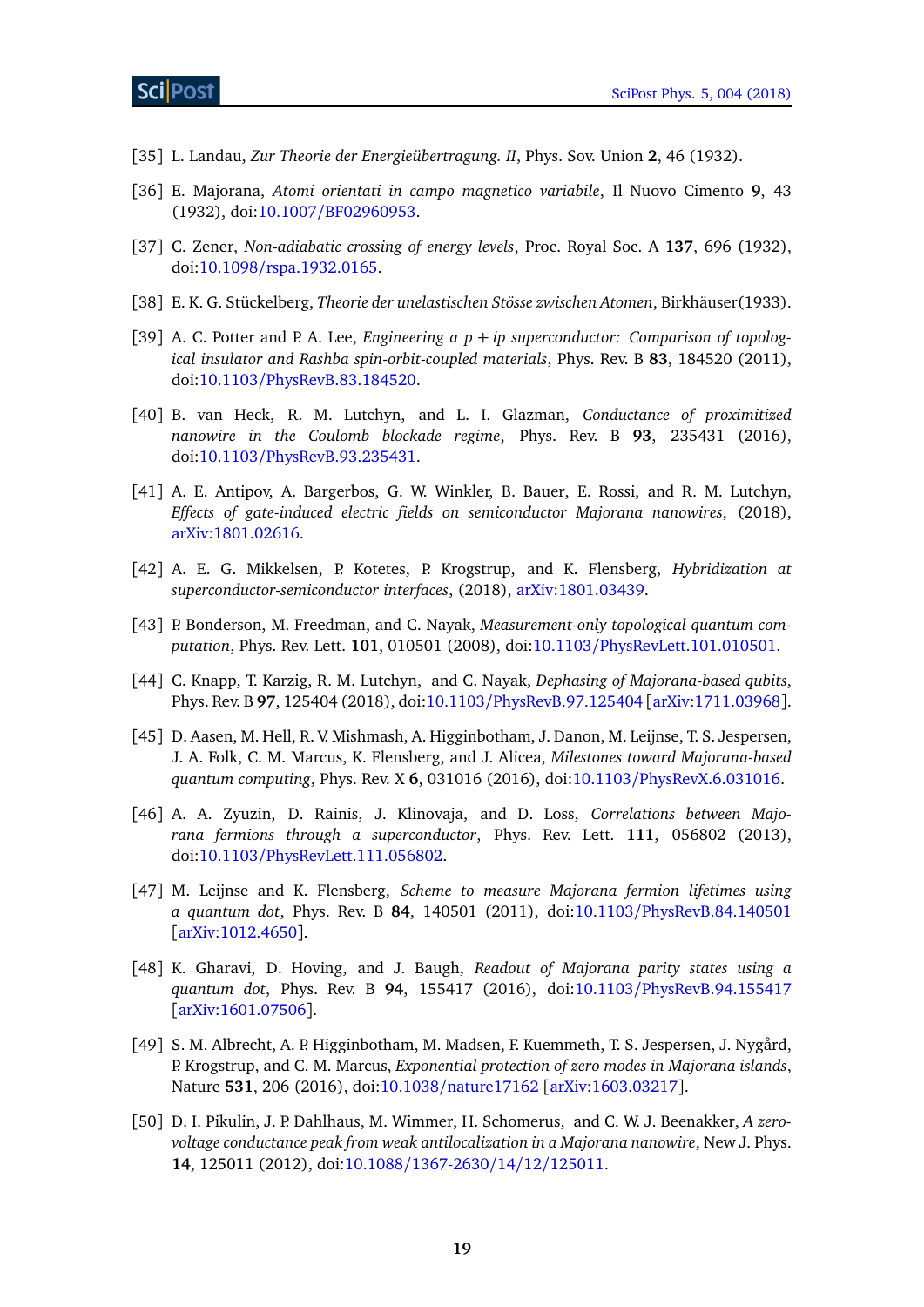[35] L. Landau, *Zur Theorie der Energieübertragung. II*, Phys. Sov. Union **2**, 46 (1932).

[36] E. Majorana, *Atomi orientati in campo magnetico variabile*, Il Nuovo Cimento **9**, 43 (1932), doi:10.1007/BF02960953.

[37] C. Zener, *Non-adiabatic crossing of energy levels*, Proc. Royal Soc. A **137**, 696 (1932), doi:10.1098/rspa.1932.0165.

[38] E. K. G. Stückelberg, *Theorie der unelastischen Stösse zwischen Atomen*, Birkhäuser(1933).

[39] A. C. Potter and P. A. Lee, *Engineering a $p + ip$ superconductor: Comparison of topological insulator and Rashba spin-orbit-coupled materials*, Phys. Rev. B **83**, 184520 (2011), doi:10.1103/PhysRevB.83.184520.

[40] B. van Heck, R. M. Lutchyn, and L. I. Glazman, *Conductance of proximitized nanowire in the Coulomb blockade regime*, Phys. Rev. B **93**, 235431 (2016), doi:10.1103/PhysRevB.93.235431.

[41] A. E. Antipov, A. Bargerbos, G. W. Winkler, B. Bauer, E. Rossi, and R. M. Lutchyn, *Effects of gate-induced electric fields on semiconductor Majorana nanowires*, (2018), arXiv:1801.02616.

[42] A. E. G. Mikkelsen, P. Kotetes, P. Krogstrup, and K. Flensberg, *Hybridization at superconductor-semiconductor interfaces*, (2018), arXiv:1801.03439.

[43] P. Bonderson, M. Freedman, and C. Nayak, *Measurement-only topological quantum computation*, Phys. Rev. Lett. **101**, 010501 (2008), doi:10.1103/PhysRevLett.101.010501.

[44] C. Knapp, T. Karzig, R. M. Lutchyn, and C. Nayak, *Dephasing of Majorana-based qubits*, Phys. Rev. B **97**, 125404 (2018), doi:10.1103/PhysRevB.97.125404 [arXiv:1711.03968].

[45] D. Aasen, M. Hell, R. V. Mishmash, A. Higginbotham, J. Danon, M. Leijnse, T. S. Jespersen, J. A. Folk, C. M. Marcus, K. Flensberg, and J. Alicea, *Milestones toward Majorana-based quantum computing*, Phys. Rev. X **6**, 031016 (2016), doi:10.1103/PhysRevX.6.031016.

[46] A. A. Zyuzin, D. Rainis, J. Klinovaja, and D. Loss, *Correlations between Majorana fermions through a superconductor*, Phys. Rev. Lett. **111**, 056802 (2013), doi:10.1103/PhysRevLett.111.056802.

[47] M. Leijnse and K. Flensberg, *Scheme to measure Majorana fermion lifetimes using a quantum dot*, Phys. Rev. B **84**, 140501 (2011), doi:10.1103/PhysRevB.84.140501 [arXiv:1012.4650].

[48] K. Gharavi, D. Hoving, and J. Baugh, *Readout of Majorana parity states using a quantum dot*, Phys. Rev. B **94**, 155417 (2016), doi:10.1103/PhysRevB.94.155417 [arXiv:1601.07506].

[49] S. M. Albrecht, A. P. Higginbotham, M. Madsen, F. Kuemmeth, T. S. Jespersen, J. Nygård, P. Krogstrup, and C. M. Marcus, *Exponential protection of zero modes in Majorana islands*, Nature **531**, 206 (2016), doi:10.1038/nature17162 [arXiv:1603.03217].

[50] D. I. Pikulin, J. P. Dahlhaus, M. Wimmer, H. Schomerus, and C. W. J. Beenakker, *A zero-voltage conductance peak from weak antilocalization in a Majorana nanowire*, New J. Phys. **14**, 125011 (2012), doi:10.1088/1367-2630/14/12/125011.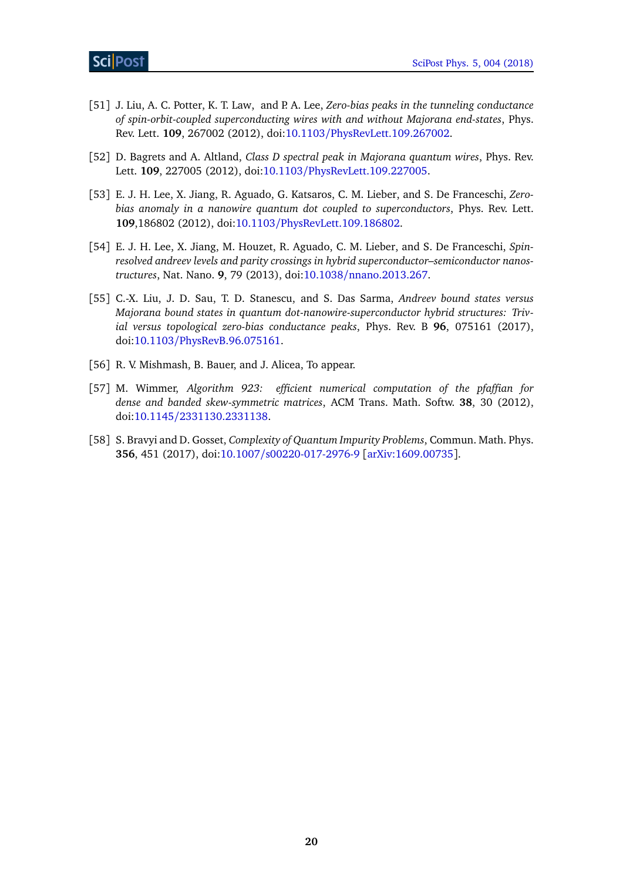[51] J. Liu, A. C. Potter, K. T. Law, and P. A. Lee, *Zero-bias peaks in the tunneling conductance of spin-orbit-coupled superconducting wires with and without Majorana end-states*, Phys. Rev. Lett. **109**, 267002 (2012), doi:10.1103/PhysRevLett.109.267002.

[52] D. Bagrets and A. Altland, *Class D spectral peak in Majorana quantum wires*, Phys. Rev. Lett. **109**, 227005 (2012), doi:10.1103/PhysRevLett.109.227005.

[53] E. J. H. Lee, X. Jiang, R. Aguado, G. Katsaros, C. M. Lieber, and S. De Franceschi, *Zero-bias anomaly in a nanowire quantum dot coupled to superconductors*, Phys. Rev. Lett. **109**,186802 (2012), doi:10.1103/PhysRevLett.109.186802.

[54] E. J. H. Lee, X. Jiang, M. Houzet, R. Aguado, C. M. Lieber, and S. De Franceschi, *Spin-resolved andreev levels and parity crossings in hybrid superconductor–semiconductor nanostructures*, Nat. Nano. **9**, 79 (2013), doi:10.1038/nnano.2013.267.

[55] C.-X. Liu, J. D. Sau, T. D. Stanescu, and S. Das Sarma, *Andreev bound states versus Majorana bound states in quantum dot-nanowire-superconductor hybrid structures: Trivial versus topological zero-bias conductance peaks*, Phys. Rev. B **96**, 075161 (2017), doi:10.1103/PhysRevB.96.075161.

[56] R. V. Mishmash, B. Bauer, and J. Alicea, To appear.

[57] M. Wimmer, *Algorithm 923: efficient numerical computation of the pfaffian for dense and banded skew-symmetric matrices*, ACM Trans. Math. Softw. **38**, 30 (2012), doi:10.1145/2331130.2331138.

[58] S. Bravyi and D. Gosset, *Complexity of Quantum Impurity Problems*, Commun. Math. Phys. **356**, 451 (2017), doi:10.1007/s00220-017-2976-9 [arXiv:1609.00735].